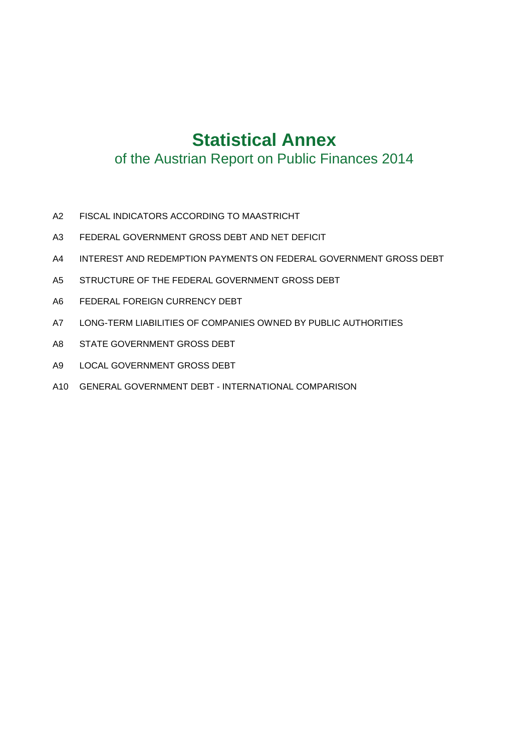# Statistical Annex

## of the Austrian Report on Public Finances 2014

- A2 FISCAL INDICATORS ACCORDING TO MAASTRICHT
- A3 FEDERAL GOVERNMENT GROSS DEBT AND NET DEFICIT
- A4 INTEREST AND REDEMPTION PAYMENTS ON FEDERAL GOVERNMENT GROSS DEBT
- A5 STRUCTURE OF THE FEDERAL GOVERNMENT GROSS DEBT
- A6 FEDERAL FOREIGN CURRENCY DEBT
- A7 LONG-TERM LIABILITIES OF COMPANIES OWNED BY PUBLIC AUTHORITIES
- A8 STATE GOVERNMENT GROSS DEBT
- A9 LOCAL GOVERNMENT GROSS DEBT
- A10 GENERAL GOVERNMENT DEBT - INTERNATIONAL COMPARISON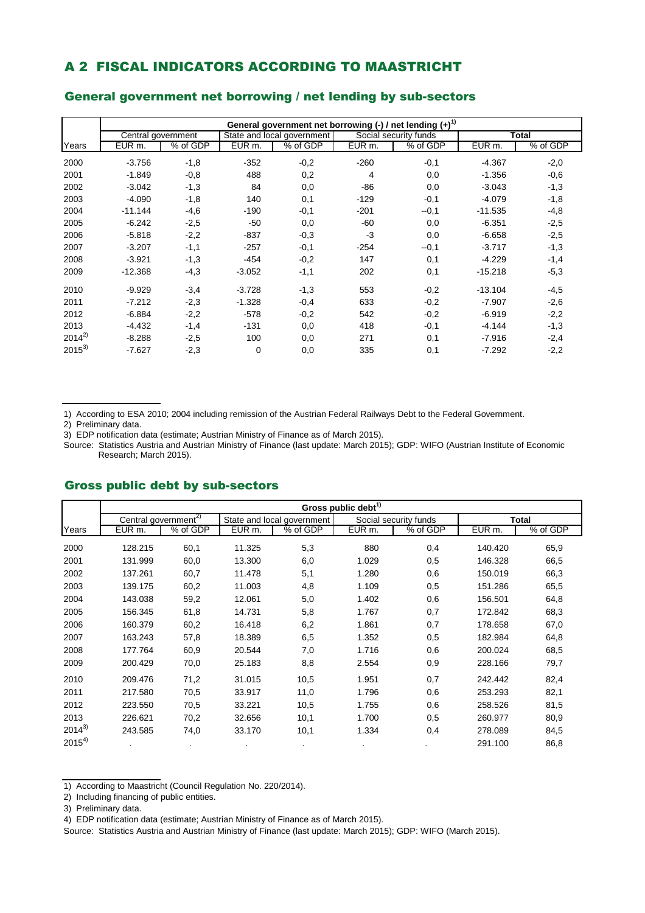# A 2 FISCAL INDICATORS ACCORDING TO MAASTRICHT

## General government net borrowing / net lending by sub-sectors

| | General government net borrowing (-) / net lending (+)[1] | | | | | | | |
|---|---|---|---|---|---|---|---|---|
| | Central government | | State and local government | | Social security funds | | **Total** | |
| Years | EUR m. | % of GDP | EUR m. | % of GDP | EUR m. | % of GDP | EUR m. | % of GDP |
| 2000 | -3.756 | -1,8 | -352 | -0,2 | -260 | -0,1 | -4.367 | -2,0 |
| 2001 | -1.849 | -0,8 | 488 | 0,2 | 4 | 0,0 | -1.356 | -0,6 |
| 2002 | -3.042 | -1,3 | 84 | 0,0 | -86 | 0,0 | -3.043 | -1,3 |
| 2003 | -4.090 | -1,8 | 140 | 0,1 | -129 | -0,1 | -4.079 | -1,8 |
| 2004 | -11.144 | -4,6 | -190 | -0,1 | -201 | --0,1 | -11.535 | -4,8 |
| 2005 | -6.242 | -2,5 | -50 | 0,0 | -60 | 0,0 | -6.351 | -2,5 |
| 2006 | -5.818 | -2,2 | -837 | -0,3 | -3 | 0,0 | -6.658 | -2,5 |
| 2007 | -3.207 | -1,1 | -257 | -0,1 | -254 | --0,1 | -3.717 | -1,3 |
| 2008 | -3.921 | -1,3 | -454 | -0,2 | 147 | 0,1 | -4.229 | -1,4 |
| 2009 | -12.368 | -4,3 | -3.052 | -1,1 | 202 | 0,1 | -15.218 | -5,3 |
| 2010 | -9.929 | -3,4 | -3.728 | -1,3 | 553 | -0,2 | -13.104 | -4,5 |
| 2011 | -7.212 | -2,3 | -1.328 | -0,4 | 633 | -0,2 | -7.907 | -2,6 |
| 2012 | -6.884 | -2,2 | -578 | -0,2 | 542 | -0,2 | -6.919 | -2,2 |
| 2013 | -4.432 | -1,4 | -131 | 0,0 | 418 | -0,1 | -4.144 | -1,3 |
| 2014[2] | -8.288 | -2,5 | 100 | 0,0 | 271 | 0,1 | -7.916 | -2,4 |
| 2015[3] | -7.627 | -2,3 | 0 | 0,0 | 335 | 0,1 | -7.292 | -2,2 |

1) According to ESA 2010; 2004 including remission of the Austrian Federal Railways Debt to the Federal Government.

2) Preliminary data.

3) EDP notification data (estimate; Austrian Ministry of Finance as of March 2015).

Source: Statistics Austria and Austrian Ministry of Finance (last update: March 2015); GDP: WIFO (Austrian Institute of Economic Research; March 2015).

## Gross public debt by sub-sectors

| | Gross public debt[1] | | | | | | | |
|---|---|---|---|---|---|---|---|---|
| | Central government[2] | | State and local government | | Social security funds | | **Total** | |
| Years | EUR m. | % of GDP | EUR m. | % of GDP | EUR m. | % of GDP | EUR m. | % of GDP |
| 2000 | 128.215 | 60,1 | 11.325 | 5,3 | 880 | 0,4 | 140.420 | 65,9 |
| 2001 | 131.999 | 60,0 | 13.300 | 6,0 | 1.029 | 0,5 | 146.328 | 66,5 |
| 2002 | 137.261 | 60,7 | 11.478 | 5,1 | 1.280 | 0,6 | 150.019 | 66,3 |
| 2003 | 139.175 | 60,2 | 11.003 | 4,8 | 1.109 | 0,5 | 151.286 | 65,5 |
| 2004 | 143.038 | 59,2 | 12.061 | 5,0 | 1.402 | 0,6 | 156.501 | 64,8 |
| 2005 | 156.345 | 61,8 | 14.731 | 5,8 | 1.767 | 0,7 | 172.842 | 68,3 |
| 2006 | 160.379 | 60,2 | 16.418 | 6,2 | 1.861 | 0,7 | 178.658 | 67,0 |
| 2007 | 163.243 | 57,8 | 18.389 | 6,5 | 1.352 | 0,5 | 182.984 | 64,8 |
| 2008 | 177.764 | 60,9 | 20.544 | 7,0 | 1.716 | 0,6 | 200.024 | 68,5 |
| 2009 | 200.429 | 70,0 | 25.183 | 8,8 | 2.554 | 0,9 | 228.166 | 79,7 |
| 2010 | 209.476 | 71,2 | 31.015 | 10,5 | 1.951 | 0,7 | 242.442 | 82,4 |
| 2011 | 217.580 | 70,5 | 33.917 | 11,0 | 1.796 | 0,6 | 253.293 | 82,1 |
| 2012 | 223.550 | 70,5 | 33.221 | 10,5 | 1.755 | 0,6 | 258.526 | 81,5 |
| 2013 | 226.621 | 70,2 | 32.656 | 10,1 | 1.700 | 0,5 | 260.977 | 80,9 |
| 2014[3] | 243.585 | 74,0 | 33.170 | 10,1 | 1.334 | 0,4 | 278.089 | 84,5 |
| 2015[4] | . | . | . | . | . | . | 291.100 | 86,8 |

1) According to Maastricht (Council Regulation No. 220/2014).

2) Including financing of public entities.

3) Preliminary data.

4) EDP notification data (estimate; Austrian Ministry of Finance as of March 2015).

Source: Statistics Austria and Austrian Ministry of Finance (last update: March 2015); GDP: WIFO (March 2015).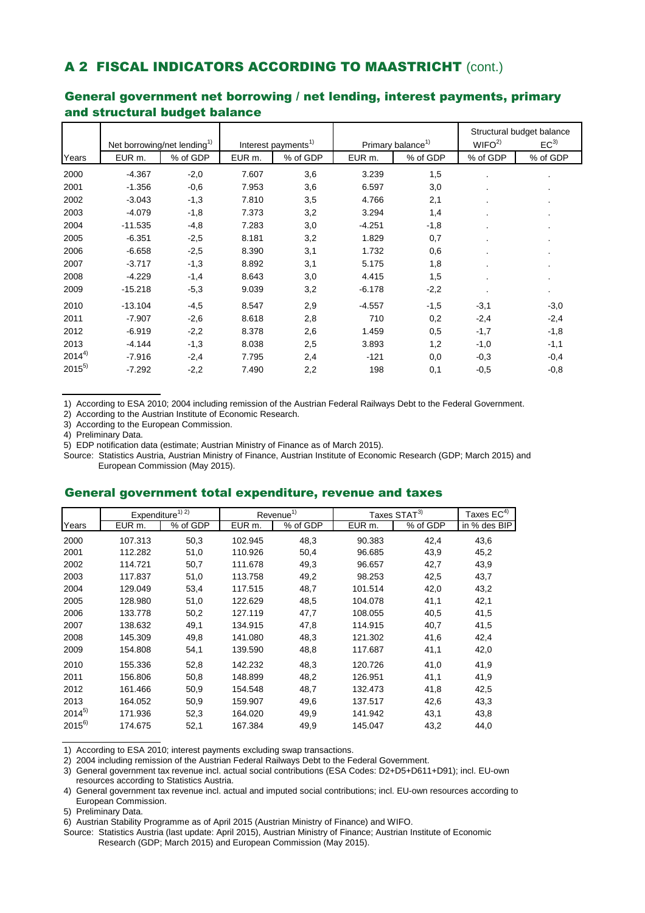## A 2 FISCAL INDICATORS ACCORDING TO MAASTRICHT (cont.)

### General government net borrowing / net lending, interest payments, primary and structural budget balance

| | Net borrowing/net lending[1] | | Interest payments[1] | | Primary balance[1] | | Structural budget balance WIFO[2] | Structural budget balance EC[3] |
|---|---|---|---|---|---|---|---|---|
| Years | EUR m. | % of GDP | EUR m. | % of GDP | EUR m. | % of GDP | % of GDP | % of GDP |
| 2000 | -4.367 | -2,0 | 7.607 | 3,6 | 3.239 | 1,5 | . | . |
| 2001 | -1.356 | -0,6 | 7.953 | 3,6 | 6.597 | 3,0 | . | . |
| 2002 | -3.043 | -1,3 | 7.810 | 3,5 | 4.766 | 2,1 | . | . |
| 2003 | -4.079 | -1,8 | 7.373 | 3,2 | 3.294 | 1,4 | . | . |
| 2004 | -11.535 | -4,8 | 7.283 | 3,0 | -4.251 | -1,8 | . | . |
| 2005 | -6.351 | -2,5 | 8.181 | 3,2 | 1.829 | 0,7 | . | . |
| 2006 | -6.658 | -2,5 | 8.390 | 3,1 | 1.732 | 0,6 | . | . |
| 2007 | -3.717 | -1,3 | 8.892 | 3,1 | 5.175 | 1,8 | . | . |
| 2008 | -4.229 | -1,4 | 8.643 | 3,0 | 4.415 | 1,5 | . | . |
| 2009 | -15.218 | -5,3 | 9.039 | 3,2 | -6.178 | -2,2 | . | . |
| 2010 | -13.104 | -4,5 | 8.547 | 2,9 | -4.557 | -1,5 | -3,1 | -3,0 |
| 2011 | -7.907 | -2,6 | 8.618 | 2,8 | 710 | 0,2 | -2,4 | -2,4 |
| 2012 | -6.919 | -2,2 | 8.378 | 2,6 | 1.459 | 0,5 | -1,7 | -1,8 |
| 2013 | -4.144 | -1,3 | 8.038 | 2,5 | 3.893 | 1,2 | -1,0 | -1,1 |
| 2014[4] | -7.916 | -2,4 | 7.795 | 2,4 | -121 | 0,0 | -0,3 | -0,4 |
| 2015[5] | -7.292 | -2,2 | 7.490 | 2,2 | 198 | 0,1 | -0,5 | -0,8 |

1) According to ESA 2010; 2004 including remission of the Austrian Federal Railways Debt to the Federal Government.
2) According to the Austrian Institute of Economic Research.
3) According to the European Commission.
4) Preliminary Data.
5) EDP notification data (estimate; Austrian Ministry of Finance as of March 2015).
Source: Statistics Austria, Austrian Ministry of Finance, Austrian Institute of Economic Research (GDP; March 2015) and European Commission (May 2015).

### General government total expenditure, revenue and taxes

| | Expenditure[1) 2)] | | Revenue[1] | | Taxes STAT[3] | | Taxes EC[4] |
|---|---|---|---|---|---|---|---|
| Years | EUR m. | % of GDP | EUR m. | % of GDP | EUR m. | % of GDP | in % des BIP |
| 2000 | 107.313 | 50,3 | 102.945 | 48,3 | 90.383 | 42,4 | 43,6 |
| 2001 | 112.282 | 51,0 | 110.926 | 50,4 | 96.685 | 43,9 | 45,2 |
| 2002 | 114.721 | 50,7 | 111.678 | 49,3 | 96.657 | 42,7 | 43,9 |
| 2003 | 117.837 | 51,0 | 113.758 | 49,2 | 98.253 | 42,5 | 43,7 |
| 2004 | 129.049 | 53,4 | 117.515 | 48,7 | 101.514 | 42,0 | 43,2 |
| 2005 | 128.980 | 51,0 | 122.629 | 48,5 | 104.078 | 41,1 | 42,1 |
| 2006 | 133.778 | 50,2 | 127.119 | 47,7 | 108.055 | 40,5 | 41,5 |
| 2007 | 138.632 | 49,1 | 134.915 | 47,8 | 114.915 | 40,7 | 41,5 |
| 2008 | 145.309 | 49,8 | 141.080 | 48,3 | 121.302 | 41,6 | 42,4 |
| 2009 | 154.808 | 54,1 | 139.590 | 48,8 | 117.687 | 41,1 | 42,0 |
| 2010 | 155.336 | 52,8 | 142.232 | 48,3 | 120.726 | 41,0 | 41,9 |
| 2011 | 156.806 | 50,8 | 148.899 | 48,2 | 126.951 | 41,1 | 41,9 |
| 2012 | 161.466 | 50,9 | 154.548 | 48,7 | 132.473 | 41,8 | 42,5 |
| 2013 | 164.052 | 50,9 | 159.907 | 49,6 | 137.517 | 42,6 | 43,3 |
| 2014[5] | 171.936 | 52,3 | 164.020 | 49,9 | 141.942 | 43,1 | 43,8 |
| 2015[6] | 174.675 | 52,1 | 167.384 | 49,9 | 145.047 | 43,2 | 44,0 |

1) According to ESA 2010; interest payments excluding swap transactions.
2) 2004 including remission of the Austrian Federal Railways Debt to the Federal Government.
3) General government tax revenue incl. actual social contributions (ESA Codes: D2+D5+D611+D91); incl. EU-own resources according to Statistics Austria.
4) General government tax revenue incl. actual and imputed social contributions; incl. EU-own resources according to European Commission.
5) Preliminary Data.
6) Austrian Stability Programme as of April 2015 (Austrian Ministry of Finance) and WIFO.
Source: Statistics Austria (last update: April 2015), Austrian Ministry of Finance; Austrian Institute of Economic Research (GDP; March 2015) and European Commission (May 2015).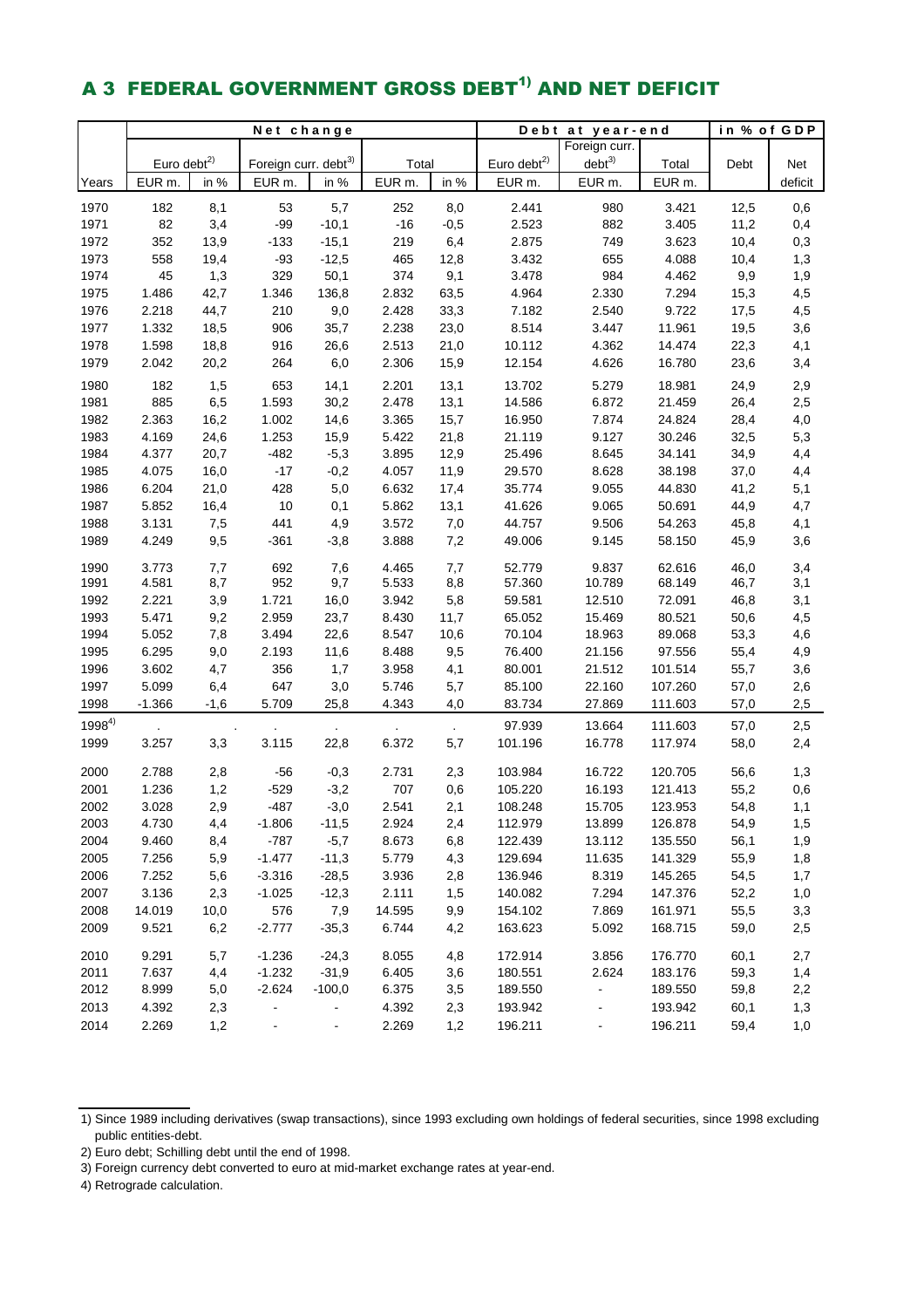# A 3 FEDERAL GOVERNMENT GROSS DEBT[1] AND NET DEFICIT

| | Net change | | | | | | Debt at year-end | | | in % of GDP | |
|---|---|---|---|---|---|---|---|---|---|---|---|
| | Euro debt[2] | | Foreign curr. debt[3] | | Total | | Euro debt[2] | Foreign curr. debt[3] | Total | Debt | Net |
| Years | EUR m. | in % | EUR m. | in % | EUR m. | in % | EUR m. | EUR m. | EUR m. | | deficit |
| 1970 | 182 | 8,1 | 53 | 5,7 | 252 | 8,0 | 2.441 | 980 | 3.421 | 12,5 | 0,6 |
| 1971 | 82 | 3,4 | -99 | -10,1 | -16 | -0,5 | 2.523 | 882 | 3.405 | 11,2 | 0,4 |
| 1972 | 352 | 13,9 | -133 | -15,1 | 219 | 6,4 | 2.875 | 749 | 3.623 | 10,4 | 0,3 |
| 1973 | 558 | 19,4 | -93 | -12,5 | 465 | 12,8 | 3.432 | 655 | 4.088 | 10,4 | 1,3 |
| 1974 | 45 | 1,3 | 329 | 50,1 | 374 | 9,1 | 3.478 | 984 | 4.462 | 9,9 | 1,9 |
| 1975 | 1.486 | 42,7 | 1.346 | 136,8 | 2.832 | 63,5 | 4.964 | 2.330 | 7.294 | 15,3 | 4,5 |
| 1976 | 2.218 | 44,7 | 210 | 9,0 | 2.428 | 33,3 | 7.182 | 2.540 | 9.722 | 17,5 | 4,5 |
| 1977 | 1.332 | 18,5 | 906 | 35,7 | 2.238 | 23,0 | 8.514 | 3.447 | 11.961 | 19,5 | 3,6 |
| 1978 | 1.598 | 18,8 | 916 | 26,6 | 2.513 | 21,0 | 10.112 | 4.362 | 14.474 | 22,3 | 4,1 |
| 1979 | 2.042 | 20,2 | 264 | 6,0 | 2.306 | 15,9 | 12.154 | 4.626 | 16.780 | 23,6 | 3,4 |
| 1980 | 182 | 1,5 | 653 | 14,1 | 2.201 | 13,1 | 13.702 | 5.279 | 18.981 | 24,9 | 2,9 |
| 1981 | 885 | 6,5 | 1.593 | 30,2 | 2.478 | 13,1 | 14.586 | 6.872 | 21.459 | 26,4 | 2,5 |
| 1982 | 2.363 | 16,2 | 1.002 | 14,6 | 3.365 | 15,7 | 16.950 | 7.874 | 24.824 | 28,4 | 4,0 |
| 1983 | 4.169 | 24,6 | 1.253 | 15,9 | 5.422 | 21,8 | 21.119 | 9.127 | 30.246 | 32,5 | 5,3 |
| 1984 | 4.377 | 20,7 | -482 | -5,3 | 3.895 | 12,9 | 25.496 | 8.645 | 34.141 | 34,9 | 4,4 |
| 1985 | 4.075 | 16,0 | -17 | -0,2 | 4.057 | 11,9 | 29.570 | 8.628 | 38.198 | 37,0 | 4,4 |
| 1986 | 6.204 | 21,0 | 428 | 5,0 | 6.632 | 17,4 | 35.774 | 9.055 | 44.830 | 41,2 | 5,1 |
| 1987 | 5.852 | 16,4 | 10 | 0,1 | 5.862 | 13,1 | 41.626 | 9.065 | 50.691 | 44,9 | 4,7 |
| 1988 | 3.131 | 7,5 | 441 | 4,9 | 3.572 | 7,0 | 44.757 | 9.506 | 54.263 | 45,8 | 4,1 |
| 1989 | 4.249 | 9,5 | -361 | -3,8 | 3.888 | 7,2 | 49.006 | 9.145 | 58.150 | 45,9 | 3,6 |
| 1990 | 3.773 | 7,7 | 692 | 7,6 | 4.465 | 7,7 | 52.779 | 9.837 | 62.616 | 46,0 | 3,4 |
| 1991 | 4.581 | 8,7 | 952 | 9,7 | 5.533 | 8,8 | 57.360 | 10.789 | 68.149 | 46,7 | 3,1 |
| 1992 | 2.221 | 3,9 | 1.721 | 16,0 | 3.942 | 5,8 | 59.581 | 12.510 | 72.091 | 46,8 | 3,1 |
| 1993 | 5.471 | 9,2 | 2.959 | 23,7 | 8.430 | 11,7 | 65.052 | 15.469 | 80.521 | 50,6 | 4,5 |
| 1994 | 5.052 | 7,8 | 3.494 | 22,6 | 8.547 | 10,6 | 70.104 | 18.963 | 89.068 | 53,3 | 4,6 |
| 1995 | 6.295 | 9,0 | 2.193 | 11,6 | 8.488 | 9,5 | 76.400 | 21.156 | 97.556 | 55,4 | 4,9 |
| 1996 | 3.602 | 4,7 | 356 | 1,7 | 3.958 | 4,1 | 80.001 | 21.512 | 101.514 | 55,7 | 3,6 |
| 1997 | 5.099 | 6,4 | 647 | 3,0 | 5.746 | 5,7 | 85.100 | 22.160 | 107.260 | 57,0 | 2,6 |
| 1998 | -1.366 | -1,6 | 5.709 | 25,8 | 4.343 | 4,0 | 83.734 | 27.869 | 111.603 | 57,0 | 2,5 |
| 1998[4] | . | . | . | . | . | . | 97.939 | 13.664 | 111.603 | 57,0 | 2,5 |
| 1999 | 3.257 | 3,3 | 3.115 | 22,8 | 6.372 | 5,7 | 101.196 | 16.778 | 117.974 | 58,0 | 2,4 |
| 2000 | 2.788 | 2,8 | -56 | -0,3 | 2.731 | 2,3 | 103.984 | 16.722 | 120.705 | 56,6 | 1,3 |
| 2001 | 1.236 | 1,2 | -529 | -3,2 | 707 | 0,6 | 105.220 | 16.193 | 121.413 | 55,2 | 0,6 |
| 2002 | 3.028 | 2,9 | -487 | -3,0 | 2.541 | 2,1 | 108.248 | 15.705 | 123.953 | 54,8 | 1,1 |
| 2003 | 4.730 | 4,4 | -1.806 | -11,5 | 2.924 | 2,4 | 112.979 | 13.899 | 126.878 | 54,9 | 1,5 |
| 2004 | 9.460 | 8,4 | -787 | -5,7 | 8.673 | 6,8 | 122.439 | 13.112 | 135.550 | 56,1 | 1,9 |
| 2005 | 7.256 | 5,9 | -1.477 | -11,3 | 5.779 | 4,3 | 129.694 | 11.635 | 141.329 | 55,9 | 1,8 |
| 2006 | 7.252 | 5,6 | -3.316 | -28,5 | 3.936 | 2,8 | 136.946 | 8.319 | 145.265 | 54,5 | 1,7 |
| 2007 | 3.136 | 2,3 | -1.025 | -12,3 | 2.111 | 1,5 | 140.082 | 7.294 | 147.376 | 52,2 | 1,0 |
| 2008 | 14.019 | 10,0 | 576 | 7,9 | 14.595 | 9,9 | 154.102 | 7.869 | 161.971 | 55,5 | 3,3 |
| 2009 | 9.521 | 6,2 | -2.777 | -35,3 | 6.744 | 4,2 | 163.623 | 5.092 | 168.715 | 59,0 | 2,5 |
| 2010 | 9.291 | 5,7 | -1.236 | -24,3 | 8.055 | 4,8 | 172.914 | 3.856 | 176.770 | 60,1 | 2,7 |
| 2011 | 7.637 | 4,4 | -1.232 | -31,9 | 6.405 | 3,6 | 180.551 | 2.624 | 183.176 | 59,3 | 1,4 |
| 2012 | 8.999 | 5,0 | -2.624 | -100,0 | 6.375 | 3,5 | 189.550 | - | 189.550 | 59,8 | 2,2 |
| 2013 | 4.392 | 2,3 | - | - | 4.392 | 2,3 | 193.942 | - | 193.942 | 60,1 | 1,3 |
| 2014 | 2.269 | 1,2 | - | - | 2.269 | 1,2 | 196.211 | - | 196.211 | 59,4 | 1,0 |

1) Since 1989 including derivatives (swap transactions), since 1993 excluding own holdings of federal securities, since 1998 excluding public entities-debt.

2) Euro debt; Schilling debt until the end of 1998.

3) Foreign currency debt converted to euro at mid-market exchange rates at year-end.

4) Retrograde calculation.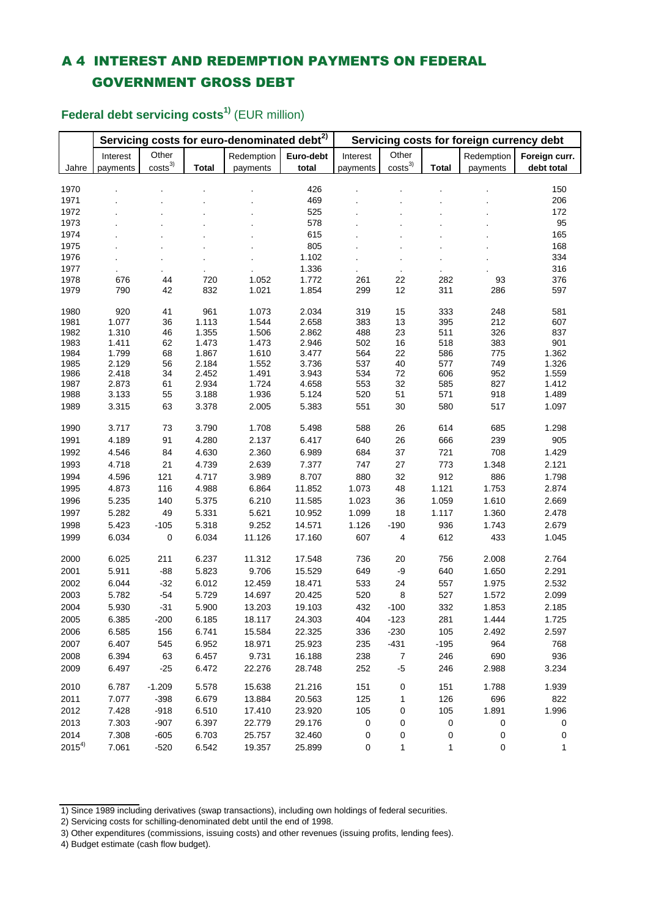# A 4 INTEREST AND REDEMPTION PAYMENTS ON FEDERAL GOVERNMENT GROSS DEBT

## Federal debt servicing costs[1] (EUR million)

| | Servicing costs for euro-denominated debt[2] | | | | | Servicing costs for foreign currency debt | | | | |
|---|---|---|---|---|---|---|---|---|---|---|
| Jahre | Interest payments | Other costs[3] | Total | Redemption payments | Euro-debt total | Interest payments | Other costs[3] | Total | Redemption payments | Foreign curr. debt total |
| 1970 | . | . | . | . | 426 | . | . | . | . | 150 |
| 1971 | . | . | . | . | 469 | . | . | . | . | 206 |
| 1972 | . | . | . | . | 525 | . | . | . | . | 172 |
| 1973 | . | . | . | . | 578 | . | . | . | . | 95 |
| 1974 | . | . | . | . | 615 | . | . | . | . | 165 |
| 1975 | . | . | . | . | 805 | . | . | . | . | 168 |
| 1976 | . | . | . | . | 1.102 | . | . | . | . | 334 |
| 1977 | . | . | . | . | 1.336 | . | . | . | . | 316 |
| 1978 | 676 | 44 | 720 | 1.052 | 1.772 | 261 | 22 | 282 | 93 | 376 |
| 1979 | 790 | 42 | 832 | 1.021 | 1.854 | 299 | 12 | 311 | 286 | 597 |
| 1980 | 920 | 41 | 961 | 1.073 | 2.034 | 319 | 15 | 333 | 248 | 581 |
| 1981 | 1.077 | 36 | 1.113 | 1.544 | 2.658 | 383 | 13 | 395 | 212 | 607 |
| 1982 | 1.310 | 46 | 1.355 | 1.506 | 2.862 | 488 | 23 | 511 | 326 | 837 |
| 1983 | 1.411 | 62 | 1.473 | 1.473 | 2.946 | 502 | 16 | 518 | 383 | 901 |
| 1984 | 1.799 | 68 | 1.867 | 1.610 | 3.477 | 564 | 22 | 586 | 775 | 1.362 |
| 1985 | 2.129 | 56 | 2.184 | 1.552 | 3.736 | 537 | 40 | 577 | 749 | 1.326 |
| 1986 | 2.418 | 34 | 2.452 | 1.491 | 3.943 | 534 | 72 | 606 | 952 | 1.559 |
| 1987 | 2.873 | 61 | 2.934 | 1.724 | 4.658 | 553 | 32 | 585 | 827 | 1.412 |
| 1988 | 3.133 | 55 | 3.188 | 1.936 | 5.124 | 520 | 51 | 571 | 918 | 1.489 |
| 1989 | 3.315 | 63 | 3.378 | 2.005 | 5.383 | 551 | 30 | 580 | 517 | 1.097 |
| 1990 | 3.717 | 73 | 3.790 | 1.708 | 5.498 | 588 | 26 | 614 | 685 | 1.298 |
| 1991 | 4.189 | 91 | 4.280 | 2.137 | 6.417 | 640 | 26 | 666 | 239 | 905 |
| 1992 | 4.546 | 84 | 4.630 | 2.360 | 6.989 | 684 | 37 | 721 | 708 | 1.429 |
| 1993 | 4.718 | 21 | 4.739 | 2.639 | 7.377 | 747 | 27 | 773 | 1.348 | 2.121 |
| 1994 | 4.596 | 121 | 4.717 | 3.989 | 8.707 | 880 | 32 | 912 | 886 | 1.798 |
| 1995 | 4.873 | 116 | 4.988 | 6.864 | 11.852 | 1.073 | 48 | 1.121 | 1.753 | 2.874 |
| 1996 | 5.235 | 140 | 5.375 | 6.210 | 11.585 | 1.023 | 36 | 1.059 | 1.610 | 2.669 |
| 1997 | 5.282 | 49 | 5.331 | 5.621 | 10.952 | 1.099 | 18 | 1.117 | 1.360 | 2.478 |
| 1998 | 5.423 | -105 | 5.318 | 9.252 | 14.571 | 1.126 | -190 | 936 | 1.743 | 2.679 |
| 1999 | 6.034 | 0 | 6.034 | 11.126 | 17.160 | 607 | 4 | 612 | 433 | 1.045 |
| 2000 | 6.025 | 211 | 6.237 | 11.312 | 17.548 | 736 | 20 | 756 | 2.008 | 2.764 |
| 2001 | 5.911 | -88 | 5.823 | 9.706 | 15.529 | 649 | -9 | 640 | 1.650 | 2.291 |
| 2002 | 6.044 | -32 | 6.012 | 12.459 | 18.471 | 533 | 24 | 557 | 1.975 | 2.532 |
| 2003 | 5.782 | -54 | 5.729 | 14.697 | 20.425 | 520 | 8 | 527 | 1.572 | 2.099 |
| 2004 | 5.930 | -31 | 5.900 | 13.203 | 19.103 | 432 | -100 | 332 | 1.853 | 2.185 |
| 2005 | 6.385 | -200 | 6.185 | 18.117 | 24.303 | 404 | -123 | 281 | 1.444 | 1.725 |
| 2006 | 6.585 | 156 | 6.741 | 15.584 | 22.325 | 336 | -230 | 105 | 2.492 | 2.597 |
| 2007 | 6.407 | 545 | 6.952 | 18.971 | 25.923 | 235 | -431 | -195 | 964 | 768 |
| 2008 | 6.394 | 63 | 6.457 | 9.731 | 16.188 | 238 | 7 | 246 | 690 | 936 |
| 2009 | 6.497 | -25 | 6.472 | 22.276 | 28.748 | 252 | -5 | 246 | 2.988 | 3.234 |
| 2010 | 6.787 | -1.209 | 5.578 | 15.638 | 21.216 | 151 | 0 | 151 | 1.788 | 1.939 |
| 2011 | 7.077 | -398 | 6.679 | 13.884 | 20.563 | 125 | 1 | 126 | 696 | 822 |
| 2012 | 7.428 | -918 | 6.510 | 17.410 | 23.920 | 105 | 0 | 105 | 1.891 | 1.996 |
| 2013 | 7.303 | -907 | 6.397 | 22.779 | 29.176 | 0 | 0 | 0 | 0 | 0 |
| 2014 | 7.308 | -605 | 6.703 | 25.757 | 32.460 | 0 | 0 | 0 | 0 | 0 |
| 2015[4] | 7.061 | -520 | 6.542 | 19.357 | 25.899 | 0 | 1 | 1 | 0 | 1 |

1) Since 1989 including derivatives (swap transactions), including own holdings of federal securities.

2) Servicing costs for schilling-denominated debt until the end of 1998.

3) Other expenditures (commissions, issuing costs) and other revenues (issuing profits, lending fees).

4) Budget estimate (cash flow budget).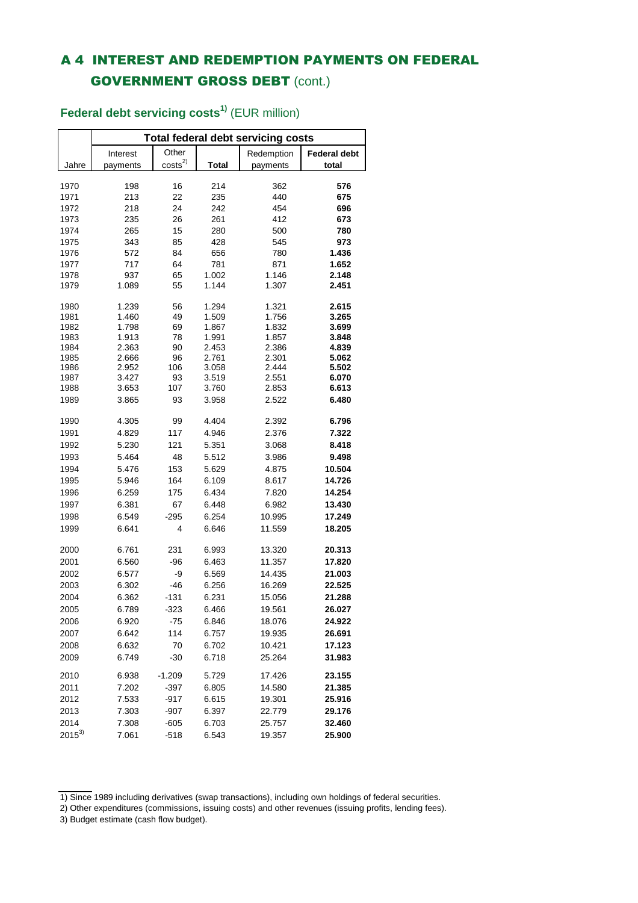# A 4 INTEREST AND REDEMPTION PAYMENTS ON FEDERAL GOVERNMENT GROSS DEBT (cont.)

## Federal debt servicing costs[1)] (EUR million)

| | Total federal debt servicing costs | | | | |
|---|---|---|---|---|---|
| Jahre | Interest payments | Other costs[2)] | **Total** | Redemption payments | **Federal debt total** |
| 1970 | 198 | 16 | 214 | 362 | **576** |
| 1971 | 213 | 22 | 235 | 440 | **675** |
| 1972 | 218 | 24 | 242 | 454 | **696** |
| 1973 | 235 | 26 | 261 | 412 | **673** |
| 1974 | 265 | 15 | 280 | 500 | **780** |
| 1975 | 343 | 85 | 428 | 545 | **973** |
| 1976 | 572 | 84 | 656 | 780 | **1.436** |
| 1977 | 717 | 64 | 781 | 871 | **1.652** |
| 1978 | 937 | 65 | 1.002 | 1.146 | **2.148** |
| 1979 | 1.089 | 55 | 1.144 | 1.307 | **2.451** |
| 1980 | 1.239 | 56 | 1.294 | 1.321 | **2.615** |
| 1981 | 1.460 | 49 | 1.509 | 1.756 | **3.265** |
| 1982 | 1.798 | 69 | 1.867 | 1.832 | **3.699** |
| 1983 | 1.913 | 78 | 1.991 | 1.857 | **3.848** |
| 1984 | 2.363 | 90 | 2.453 | 2.386 | **4.839** |
| 1985 | 2.666 | 96 | 2.761 | 2.301 | **5.062** |
| 1986 | 2.952 | 106 | 3.058 | 2.444 | **5.502** |
| 1987 | 3.427 | 93 | 3.519 | 2.551 | **6.070** |
| 1988 | 3.653 | 107 | 3.760 | 2.853 | **6.613** |
| 1989 | 3.865 | 93 | 3.958 | 2.522 | **6.480** |
| 1990 | 4.305 | 99 | 4.404 | 2.392 | **6.796** |
| 1991 | 4.829 | 117 | 4.946 | 2.376 | **7.322** |
| 1992 | 5.230 | 121 | 5.351 | 3.068 | **8.418** |
| 1993 | 5.464 | 48 | 5.512 | 3.986 | **9.498** |
| 1994 | 5.476 | 153 | 5.629 | 4.875 | **10.504** |
| 1995 | 5.946 | 164 | 6.109 | 8.617 | **14.726** |
| 1996 | 6.259 | 175 | 6.434 | 7.820 | **14.254** |
| 1997 | 6.381 | 67 | 6.448 | 6.982 | **13.430** |
| 1998 | 6.549 | -295 | 6.254 | 10.995 | **17.249** |
| 1999 | 6.641 | 4 | 6.646 | 11.559 | **18.205** |
| 2000 | 6.761 | 231 | 6.993 | 13.320 | **20.313** |
| 2001 | 6.560 | -96 | 6.463 | 11.357 | **17.820** |
| 2002 | 6.577 | -9 | 6.569 | 14.435 | **21.003** |
| 2003 | 6.302 | -46 | 6.256 | 16.269 | **22.525** |
| 2004 | 6.362 | -131 | 6.231 | 15.056 | **21.288** |
| 2005 | 6.789 | -323 | 6.466 | 19.561 | **26.027** |
| 2006 | 6.920 | -75 | 6.846 | 18.076 | **24.922** |
| 2007 | 6.642 | 114 | 6.757 | 19.935 | **26.691** |
| 2008 | 6.632 | 70 | 6.702 | 10.421 | **17.123** |
| 2009 | 6.749 | -30 | 6.718 | 25.264 | **31.983** |
| 2010 | 6.938 | -1.209 | 5.729 | 17.426 | **23.155** |
| 2011 | 7.202 | -397 | 6.805 | 14.580 | **21.385** |
| 2012 | 7.533 | -917 | 6.615 | 19.301 | **25.916** |
| 2013 | 7.303 | -907 | 6.397 | 22.779 | **29.176** |
| 2014 | 7.308 | -605 | 6.703 | 25.757 | **32.460** |
| 2015[3)] | 7.061 | -518 | 6.543 | 19.357 | **25.900** |

1) Since 1989 including derivatives (swap transactions), including own holdings of federal securities.

2) Other expenditures (commissions, issuing costs) and other revenues (issuing profits, lending fees).

3) Budget estimate (cash flow budget).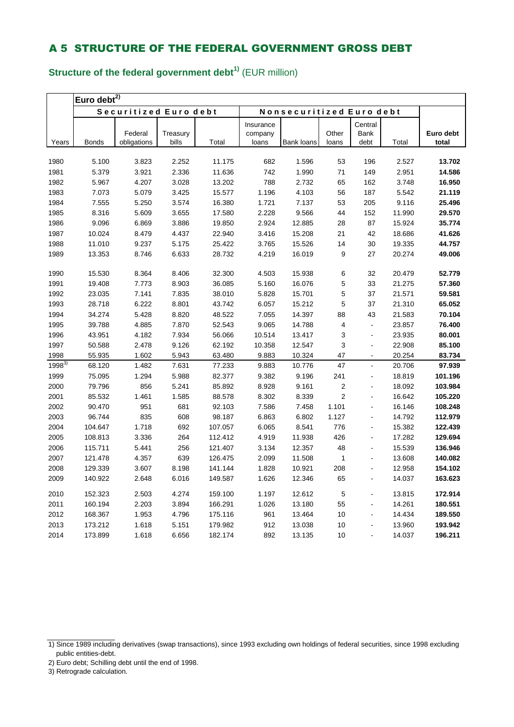# A 5 STRUCTURE OF THE FEDERAL GOVERNMENT GROSS DEBT

## Structure of the federal government debt[1] (EUR million)

| | Euro debt[2] | | | | | | | | | |
|---|---|---|---|---|---|---|---|---|---|---|
| | Securitized Euro debt | | | | Nonsecuritized Euro debt | | | | | |
| Years | Bonds | Federal obligations | Treasury bills | Total | Insurance company loans | Bank loans | Other loans | Central Bank debt | Total | Euro debt total |
| 1980 | 5.100 | 3.823 | 2.252 | 11.175 | 682 | 1.596 | 53 | 196 | 2.527 | **13.702** |
| 1981 | 5.379 | 3.921 | 2.336 | 11.636 | 742 | 1.990 | 71 | 149 | 2.951 | **14.586** |
| 1982 | 5.967 | 4.207 | 3.028 | 13.202 | 788 | 2.732 | 65 | 162 | 3.748 | **16.950** |
| 1983 | 7.073 | 5.079 | 3.425 | 15.577 | 1.196 | 4.103 | 56 | 187 | 5.542 | **21.119** |
| 1984 | 7.555 | 5.250 | 3.574 | 16.380 | 1.721 | 7.137 | 53 | 205 | 9.116 | **25.496** |
| 1985 | 8.316 | 5.609 | 3.655 | 17.580 | 2.228 | 9.566 | 44 | 152 | 11.990 | **29.570** |
| 1986 | 9.096 | 6.869 | 3.886 | 19.850 | 2.924 | 12.885 | 28 | 87 | 15.924 | **35.774** |
| 1987 | 10.024 | 8.479 | 4.437 | 22.940 | 3.416 | 15.208 | 21 | 42 | 18.686 | **41.626** |
| 1988 | 11.010 | 9.237 | 5.175 | 25.422 | 3.765 | 15.526 | 14 | 30 | 19.335 | **44.757** |
| 1989 | 13.353 | 8.746 | 6.633 | 28.732 | 4.219 | 16.019 | 9 | 27 | 20.274 | **49.006** |
| 1990 | 15.530 | 8.364 | 8.406 | 32.300 | 4.503 | 15.938 | 6 | 32 | 20.479 | **52.779** |
| 1991 | 19.408 | 7.773 | 8.903 | 36.085 | 5.160 | 16.076 | 5 | 33 | 21.275 | **57.360** |
| 1992 | 23.035 | 7.141 | 7.835 | 38.010 | 5.828 | 15.701 | 5 | 37 | 21.571 | **59.581** |
| 1993 | 28.718 | 6.222 | 8.801 | 43.742 | 6.057 | 15.212 | 5 | 37 | 21.310 | **65.052** |
| 1994 | 34.274 | 5.428 | 8.820 | 48.522 | 7.055 | 14.397 | 88 | 43 | 21.583 | **70.104** |
| 1995 | 39.788 | 4.885 | 7.870 | 52.543 | 9.065 | 14.788 | 4 | - | 23.857 | **76.400** |
| 1996 | 43.951 | 4.182 | 7.934 | 56.066 | 10.514 | 13.417 | 3 | - | 23.935 | **80.001** |
| 1997 | 50.588 | 2.478 | 9.126 | 62.192 | 10.358 | 12.547 | 3 | - | 22.908 | **85.100** |
| 1998 | 55.935 | 1.602 | 5.943 | 63.480 | 9.883 | 10.324 | 47 | - | 20.254 | **83.734** |
| 1998[3] | 68.120 | 1.482 | 7.631 | 77.233 | 9.883 | 10.776 | 47 | - | 20.706 | **97.939** |
| 1999 | 75.095 | 1.294 | 5.988 | 82.377 | 9.382 | 9.196 | 241 | - | 18.819 | **101.196** |
| 2000 | 79.796 | 856 | 5.241 | 85.892 | 8.928 | 9.161 | 2 | - | 18.092 | **103.984** |
| 2001 | 85.532 | 1.461 | 1.585 | 88.578 | 8.302 | 8.339 | 2 | - | 16.642 | **105.220** |
| 2002 | 90.470 | 951 | 681 | 92.103 | 7.586 | 7.458 | 1.101 | - | 16.146 | **108.248** |
| 2003 | 96.744 | 835 | 608 | 98.187 | 6.863 | 6.802 | 1.127 | - | 14.792 | **112.979** |
| 2004 | 104.647 | 1.718 | 692 | 107.057 | 6.065 | 8.541 | 776 | - | 15.382 | **122.439** |
| 2005 | 108.813 | 3.336 | 264 | 112.412 | 4.919 | 11.938 | 426 | - | 17.282 | **129.694** |
| 2006 | 115.711 | 5.441 | 256 | 121.407 | 3.134 | 12.357 | 48 | - | 15.539 | **136.946** |
| 2007 | 121.478 | 4.357 | 639 | 126.475 | 2.099 | 11.508 | 1 | - | 13.608 | **140.082** |
| 2008 | 129.339 | 3.607 | 8.198 | 141.144 | 1.828 | 10.921 | 208 | - | 12.958 | **154.102** |
| 2009 | 140.922 | 2.648 | 6.016 | 149.587 | 1.626 | 12.346 | 65 | - | 14.037 | **163.623** |
| 2010 | 152.323 | 2.503 | 4.274 | 159.100 | 1.197 | 12.612 | 5 | - | 13.815 | **172.914** |
| 2011 | 160.194 | 2.203 | 3.894 | 166.291 | 1.026 | 13.180 | 55 | - | 14.261 | **180.551** |
| 2012 | 168.367 | 1.953 | 4.796 | 175.116 | 961 | 13.464 | 10 | - | 14.434 | **189.550** |
| 2013 | 173.212 | 1.618 | 5.151 | 179.982 | 912 | 13.038 | 10 | - | 13.960 | **193.942** |
| 2014 | 173.899 | 1.618 | 6.656 | 182.174 | 892 | 13.135 | 10 | - | 14.037 | **196.211** |

1) Since 1989 including derivatives (swap transactions), since 1993 excluding own holdings of federal securities, since 1998 excluding public entities-debt.

2) Euro debt; Schilling debt until the end of 1998.

3) Retrograde calculation.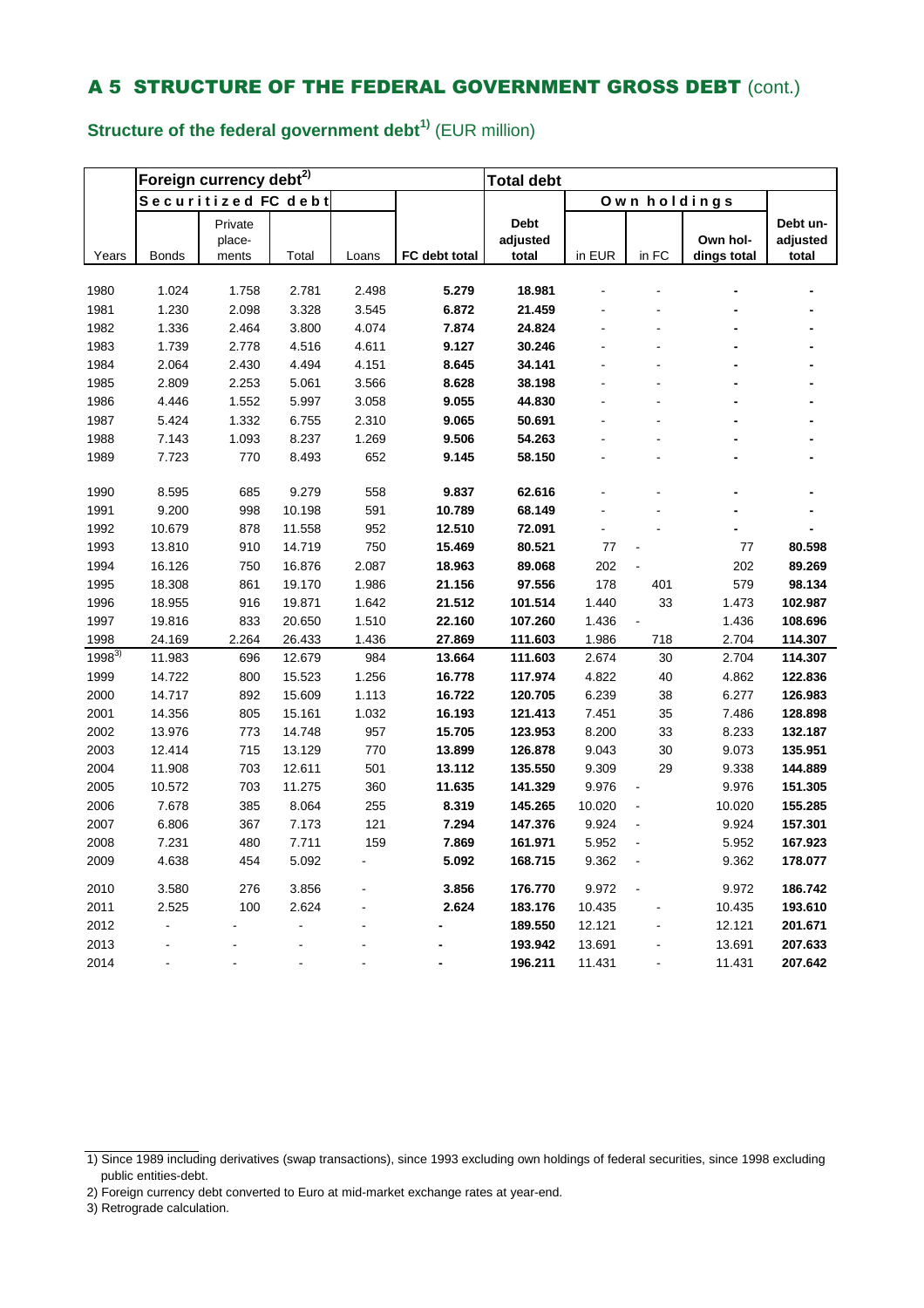# A 5 STRUCTURE OF THE FEDERAL GOVERNMENT GROSS DEBT (cont.)

## Structure of the federal government debt[1)] (EUR million)

| | Foreign currency debt[2)] | | | | | Total debt | | | | |
|---|---|---|---|---|---|---|---|---|---|---|
| | Securitized FC debt | | | | | | Own holdings | | | |
| Years | Bonds | Private place-ments | Total | Loans | **FC debt total** | **Debt adjusted total** | in EUR | in FC | **Own hol-dings total** | **Debt un-adjusted total** |
| 1980 | 1.024 | 1.758 | 2.781 | 2.498 | **5.279** | **18.981** | - | - | **-** | **-** |
| 1981 | 1.230 | 2.098 | 3.328 | 3.545 | **6.872** | **21.459** | - | - | **-** | **-** |
| 1982 | 1.336 | 2.464 | 3.800 | 4.074 | **7.874** | **24.824** | - | - | **-** | **-** |
| 1983 | 1.739 | 2.778 | 4.516 | 4.611 | **9.127** | **30.246** | - | - | **-** | **-** |
| 1984 | 2.064 | 2.430 | 4.494 | 4.151 | **8.645** | **34.141** | - | - | **-** | **-** |
| 1985 | 2.809 | 2.253 | 5.061 | 3.566 | **8.628** | **38.198** | - | - | **-** | **-** |
| 1986 | 4.446 | 1.552 | 5.997 | 3.058 | **9.055** | **44.830** | - | - | **-** | **-** |
| 1987 | 5.424 | 1.332 | 6.755 | 2.310 | **9.065** | **50.691** | - | - | **-** | **-** |
| 1988 | 7.143 | 1.093 | 8.237 | 1.269 | **9.506** | **54.263** | - | - | **-** | **-** |
| 1989 | 7.723 | 770 | 8.493 | 652 | **9.145** | **58.150** | - | - | **-** | **-** |
| 1990 | 8.595 | 685 | 9.279 | 558 | **9.837** | **62.616** | - | - | **-** | **-** |
| 1991 | 9.200 | 998 | 10.198 | 591 | **10.789** | **68.149** | - | - | **-** | **-** |
| 1992 | 10.679 | 878 | 11.558 | 952 | **12.510** | **72.091** | - | - | **-** | **-** |
| 1993 | 13.810 | 910 | 14.719 | 750 | **15.469** | **80.521** | 77 | - | 77 | **80.598** |
| 1994 | 16.126 | 750 | 16.876 | 2.087 | **18.963** | **89.068** | 202 | - | 202 | **89.269** |
| 1995 | 18.308 | 861 | 19.170 | 1.986 | **21.156** | **97.556** | 178 | 401 | 579 | **98.134** |
| 1996 | 18.955 | 916 | 19.871 | 1.642 | **21.512** | **101.514** | 1.440 | 33 | 1.473 | **102.987** |
| 1997 | 19.816 | 833 | 20.650 | 1.510 | **22.160** | **107.260** | 1.436 | - | 1.436 | **108.696** |
| 1998 | 24.169 | 2.264 | 26.433 | 1.436 | **27.869** | **111.603** | 1.986 | 718 | 2.704 | **114.307** |
| 1998[3)] | 11.983 | 696 | 12.679 | 984 | **13.664** | **111.603** | 2.674 | 30 | 2.704 | **114.307** |
| 1999 | 14.722 | 800 | 15.523 | 1.256 | **16.778** | **117.974** | 4.822 | 40 | 4.862 | **122.836** |
| 2000 | 14.717 | 892 | 15.609 | 1.113 | **16.722** | **120.705** | 6.239 | 38 | 6.277 | **126.983** |
| 2001 | 14.356 | 805 | 15.161 | 1.032 | **16.193** | **121.413** | 7.451 | 35 | 7.486 | **128.898** |
| 2002 | 13.976 | 773 | 14.748 | 957 | **15.705** | **123.953** | 8.200 | 33 | 8.233 | **132.187** |
| 2003 | 12.414 | 715 | 13.129 | 770 | **13.899** | **126.878** | 9.043 | 30 | 9.073 | **135.951** |
| 2004 | 11.908 | 703 | 12.611 | 501 | **13.112** | **135.550** | 9.309 | 29 | 9.338 | **144.889** |
| 2005 | 10.572 | 703 | 11.275 | 360 | **11.635** | **141.329** | 9.976 | - | 9.976 | **151.305** |
| 2006 | 7.678 | 385 | 8.064 | 255 | **8.319** | **145.265** | 10.020 | - | 10.020 | **155.285** |
| 2007 | 6.806 | 367 | 7.173 | 121 | **7.294** | **147.376** | 9.924 | - | 9.924 | **157.301** |
| 2008 | 7.231 | 480 | 7.711 | 159 | **7.869** | **161.971** | 5.952 | - | 5.952 | **167.923** |
| 2009 | 4.638 | 454 | 5.092 | - | **5.092** | **168.715** | 9.362 | - | 9.362 | **178.077** |
| 2010 | 3.580 | 276 | 3.856 | - | **3.856** | **176.770** | 9.972 | - | 9.972 | **186.742** |
| 2011 | 2.525 | 100 | 2.624 | - | **2.624** | **183.176** | 10.435 | - | 10.435 | **193.610** |
| 2012 | - | - | - | - | **-** | **189.550** | 12.121 | - | 12.121 | **201.671** |
| 2013 | - | - | - | - | **-** | **193.942** | 13.691 | - | 13.691 | **207.633** |
| 2014 | - | - | - | - | **-** | **196.211** | 11.431 | - | 11.431 | **207.642** |

1) Since 1989 including derivatives (swap transactions), since 1993 excluding own holdings of federal securities, since 1998 excluding public entities-debt.

2) Foreign currency debt converted to Euro at mid-market exchange rates at year-end.

3) Retrograde calculation.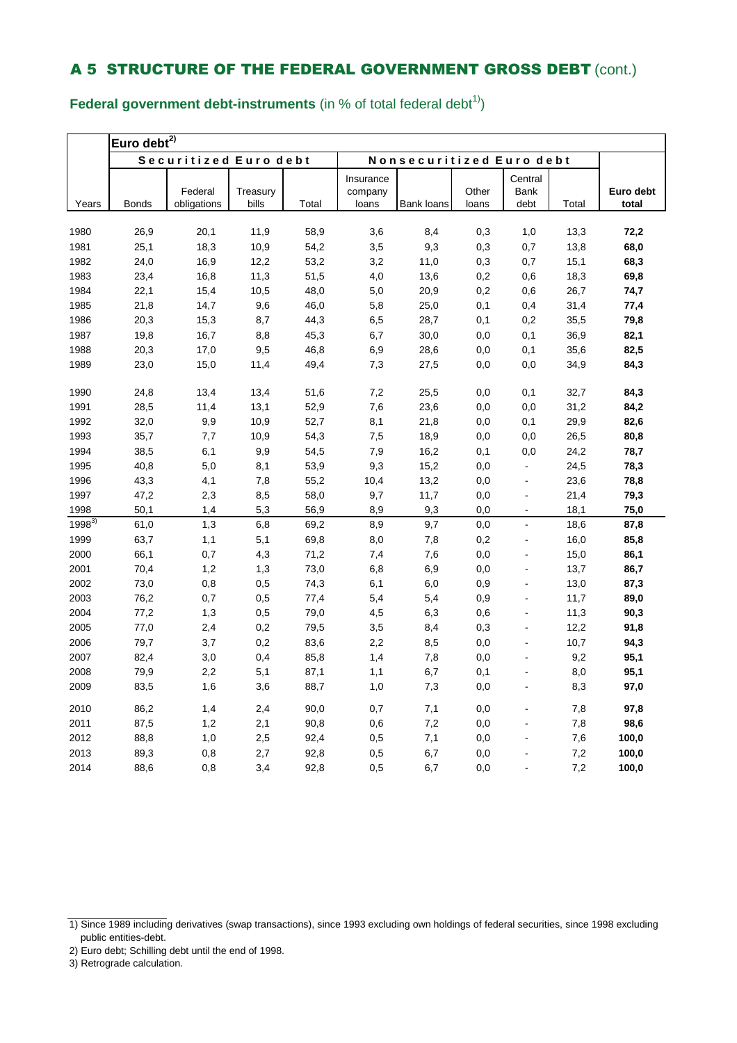## A 5 STRUCTURE OF THE FEDERAL GOVERNMENT GROSS DEBT (cont.)

**Federal government debt-instruments** (in % of total federal debt[1])

| | Euro debt[2] | | | | | | | | | |
|---|---|---|---|---|---|---|---|---|---|---|
| | Securitized Euro debt | | | | Nonsecuritized Euro debt | | | | | |
| Years | Bonds | Federal obligations | Treasury bills | Total | Insurance company loans | Bank loans | Other loans | Central Bank debt | Total | **Euro debt total** |
| 1980 | 26,9 | 20,1 | 11,9 | 58,9 | 3,6 | 8,4 | 0,3 | 1,0 | 13,3 | **72,2** |
| 1981 | 25,1 | 18,3 | 10,9 | 54,2 | 3,5 | 9,3 | 0,3 | 0,7 | 13,8 | **68,0** |
| 1982 | 24,0 | 16,9 | 12,2 | 53,2 | 3,2 | 11,0 | 0,3 | 0,7 | 15,1 | **68,3** |
| 1983 | 23,4 | 16,8 | 11,3 | 51,5 | 4,0 | 13,6 | 0,2 | 0,6 | 18,3 | **69,8** |
| 1984 | 22,1 | 15,4 | 10,5 | 48,0 | 5,0 | 20,9 | 0,2 | 0,6 | 26,7 | **74,7** |
| 1985 | 21,8 | 14,7 | 9,6 | 46,0 | 5,8 | 25,0 | 0,1 | 0,4 | 31,4 | **77,4** |
| 1986 | 20,3 | 15,3 | 8,7 | 44,3 | 6,5 | 28,7 | 0,1 | 0,2 | 35,5 | **79,8** |
| 1987 | 19,8 | 16,7 | 8,8 | 45,3 | 6,7 | 30,0 | 0,0 | 0,1 | 36,9 | **82,1** |
| 1988 | 20,3 | 17,0 | 9,5 | 46,8 | 6,9 | 28,6 | 0,0 | 0,1 | 35,6 | **82,5** |
| 1989 | 23,0 | 15,0 | 11,4 | 49,4 | 7,3 | 27,5 | 0,0 | 0,0 | 34,9 | **84,3** |
| 1990 | 24,8 | 13,4 | 13,4 | 51,6 | 7,2 | 25,5 | 0,0 | 0,1 | 32,7 | **84,3** |
| 1991 | 28,5 | 11,4 | 13,1 | 52,9 | 7,6 | 23,6 | 0,0 | 0,0 | 31,2 | **84,2** |
| 1992 | 32,0 | 9,9 | 10,9 | 52,7 | 8,1 | 21,8 | 0,0 | 0,1 | 29,9 | **82,6** |
| 1993 | 35,7 | 7,7 | 10,9 | 54,3 | 7,5 | 18,9 | 0,0 | 0,0 | 26,5 | **80,8** |
| 1994 | 38,5 | 6,1 | 9,9 | 54,5 | 7,9 | 16,2 | 0,1 | 0,0 | 24,2 | **78,7** |
| 1995 | 40,8 | 5,0 | 8,1 | 53,9 | 9,3 | 15,2 | 0,0 | - | 24,5 | **78,3** |
| 1996 | 43,3 | 4,1 | 7,8 | 55,2 | 10,4 | 13,2 | 0,0 | - | 23,6 | **78,8** |
| 1997 | 47,2 | 2,3 | 8,5 | 58,0 | 9,7 | 11,7 | 0,0 | - | 21,4 | **79,3** |
| 1998 | 50,1 | 1,4 | 5,3 | 56,9 | 8,9 | 9,3 | 0,0 | - | 18,1 | **75,0** |
| 1998[3] | 61,0 | 1,3 | 6,8 | 69,2 | 8,9 | 9,7 | 0,0 | - | 18,6 | **87,8** |
| 1999 | 63,7 | 1,1 | 5,1 | 69,8 | 8,0 | 7,8 | 0,2 | - | 16,0 | **85,8** |
| 2000 | 66,1 | 0,7 | 4,3 | 71,2 | 7,4 | 7,6 | 0,0 | - | 15,0 | **86,1** |
| 2001 | 70,4 | 1,2 | 1,3 | 73,0 | 6,8 | 6,9 | 0,0 | - | 13,7 | **86,7** |
| 2002 | 73,0 | 0,8 | 0,5 | 74,3 | 6,1 | 6,0 | 0,9 | - | 13,0 | **87,3** |
| 2003 | 76,2 | 0,7 | 0,5 | 77,4 | 5,4 | 5,4 | 0,9 | - | 11,7 | **89,0** |
| 2004 | 77,2 | 1,3 | 0,5 | 79,0 | 4,5 | 6,3 | 0,6 | - | 11,3 | **90,3** |
| 2005 | 77,0 | 2,4 | 0,2 | 79,5 | 3,5 | 8,4 | 0,3 | - | 12,2 | **91,8** |
| 2006 | 79,7 | 3,7 | 0,2 | 83,6 | 2,2 | 8,5 | 0,0 | - | 10,7 | **94,3** |
| 2007 | 82,4 | 3,0 | 0,4 | 85,8 | 1,4 | 7,8 | 0,0 | - | 9,2 | **95,1** |
| 2008 | 79,9 | 2,2 | 5,1 | 87,1 | 1,1 | 6,7 | 0,1 | - | 8,0 | **95,1** |
| 2009 | 83,5 | 1,6 | 3,6 | 88,7 | 1,0 | 7,3 | 0,0 | - | 8,3 | **97,0** |
| 2010 | 86,2 | 1,4 | 2,4 | 90,0 | 0,7 | 7,1 | 0,0 | - | 7,8 | **97,8** |
| 2011 | 87,5 | 1,2 | 2,1 | 90,8 | 0,6 | 7,2 | 0,0 | - | 7,8 | **98,6** |
| 2012 | 88,8 | 1,0 | 2,5 | 92,4 | 0,5 | 7,1 | 0,0 | - | 7,6 | **100,0** |
| 2013 | 89,3 | 0,8 | 2,7 | 92,8 | 0,5 | 6,7 | 0,0 | - | 7,2 | **100,0** |
| 2014 | 88,6 | 0,8 | 3,4 | 92,8 | 0,5 | 6,7 | 0,0 | - | 7,2 | **100,0** |

1) Since 1989 including derivatives (swap transactions), since 1993 excluding own holdings of federal securities, since 1998 excluding public entities-debt.

2) Euro debt; Schilling debt until the end of 1998.

3) Retrograde calculation.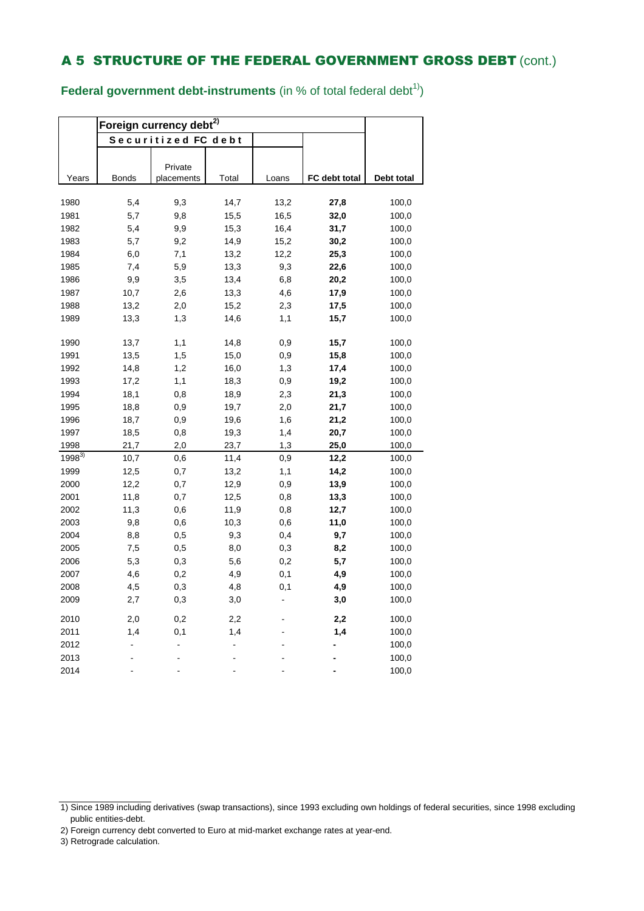# A 5 STRUCTURE OF THE FEDERAL GOVERNMENT GROSS DEBT (cont.)

**Federal government debt-instruments** (in % of total federal debt[1])

| | Foreign currency debt[2] | | | | | |
|---|---|---|---|---|---|---|
| | Securitized FC debt | | | | | |
| Years | Bonds | Private placements | Total | Loans | **FC debt total** | **Debt total** |
| 1980 | 5,4 | 9,3 | 14,7 | 13,2 | **27,8** | 100,0 |
| 1981 | 5,7 | 9,8 | 15,5 | 16,5 | **32,0** | 100,0 |
| 1982 | 5,4 | 9,9 | 15,3 | 16,4 | **31,7** | 100,0 |
| 1983 | 5,7 | 9,2 | 14,9 | 15,2 | **30,2** | 100,0 |
| 1984 | 6,0 | 7,1 | 13,2 | 12,2 | **25,3** | 100,0 |
| 1985 | 7,4 | 5,9 | 13,3 | 9,3 | **22,6** | 100,0 |
| 1986 | 9,9 | 3,5 | 13,4 | 6,8 | **20,2** | 100,0 |
| 1987 | 10,7 | 2,6 | 13,3 | 4,6 | **17,9** | 100,0 |
| 1988 | 13,2 | 2,0 | 15,2 | 2,3 | **17,5** | 100,0 |
| 1989 | 13,3 | 1,3 | 14,6 | 1,1 | **15,7** | 100,0 |
| 1990 | 13,7 | 1,1 | 14,8 | 0,9 | **15,7** | 100,0 |
| 1991 | 13,5 | 1,5 | 15,0 | 0,9 | **15,8** | 100,0 |
| 1992 | 14,8 | 1,2 | 16,0 | 1,3 | **17,4** | 100,0 |
| 1993 | 17,2 | 1,1 | 18,3 | 0,9 | **19,2** | 100,0 |
| 1994 | 18,1 | 0,8 | 18,9 | 2,3 | **21,3** | 100,0 |
| 1995 | 18,8 | 0,9 | 19,7 | 2,0 | **21,7** | 100,0 |
| 1996 | 18,7 | 0,9 | 19,6 | 1,6 | **21,2** | 100,0 |
| 1997 | 18,5 | 0,8 | 19,3 | 1,4 | **20,7** | 100,0 |
| 1998 | 21,7 | 2,0 | 23,7 | 1,3 | **25,0** | 100,0 |
| 1998[3] | 10,7 | 0,6 | 11,4 | 0,9 | **12,2** | 100,0 |
| 1999 | 12,5 | 0,7 | 13,2 | 1,1 | **14,2** | 100,0 |
| 2000 | 12,2 | 0,7 | 12,9 | 0,9 | **13,9** | 100,0 |
| 2001 | 11,8 | 0,7 | 12,5 | 0,8 | **13,3** | 100,0 |
| 2002 | 11,3 | 0,6 | 11,9 | 0,8 | **12,7** | 100,0 |
| 2003 | 9,8 | 0,6 | 10,3 | 0,6 | **11,0** | 100,0 |
| 2004 | 8,8 | 0,5 | 9,3 | 0,4 | **9,7** | 100,0 |
| 2005 | 7,5 | 0,5 | 8,0 | 0,3 | **8,2** | 100,0 |
| 2006 | 5,3 | 0,3 | 5,6 | 0,2 | **5,7** | 100,0 |
| 2007 | 4,6 | 0,2 | 4,9 | 0,1 | **4,9** | 100,0 |
| 2008 | 4,5 | 0,3 | 4,8 | 0,1 | **4,9** | 100,0 |
| 2009 | 2,7 | 0,3 | 3,0 | - | **3,0** | 100,0 |
| 2010 | 2,0 | 0,2 | 2,2 | - | **2,2** | 100,0 |
| 2011 | 1,4 | 0,1 | 1,4 | - | **1,4** | 100,0 |
| 2012 | - | - | - | - | **-** | 100,0 |
| 2013 | - | - | - | - | **-** | 100,0 |
| 2014 | - | - | - | - | **-** | 100,0 |

1) Since 1989 including derivatives (swap transactions), since 1993 excluding own holdings of federal securities, since 1998 excluding public entities-debt.

2) Foreign currency debt converted to Euro at mid-market exchange rates at year-end.

3) Retrograde calculation.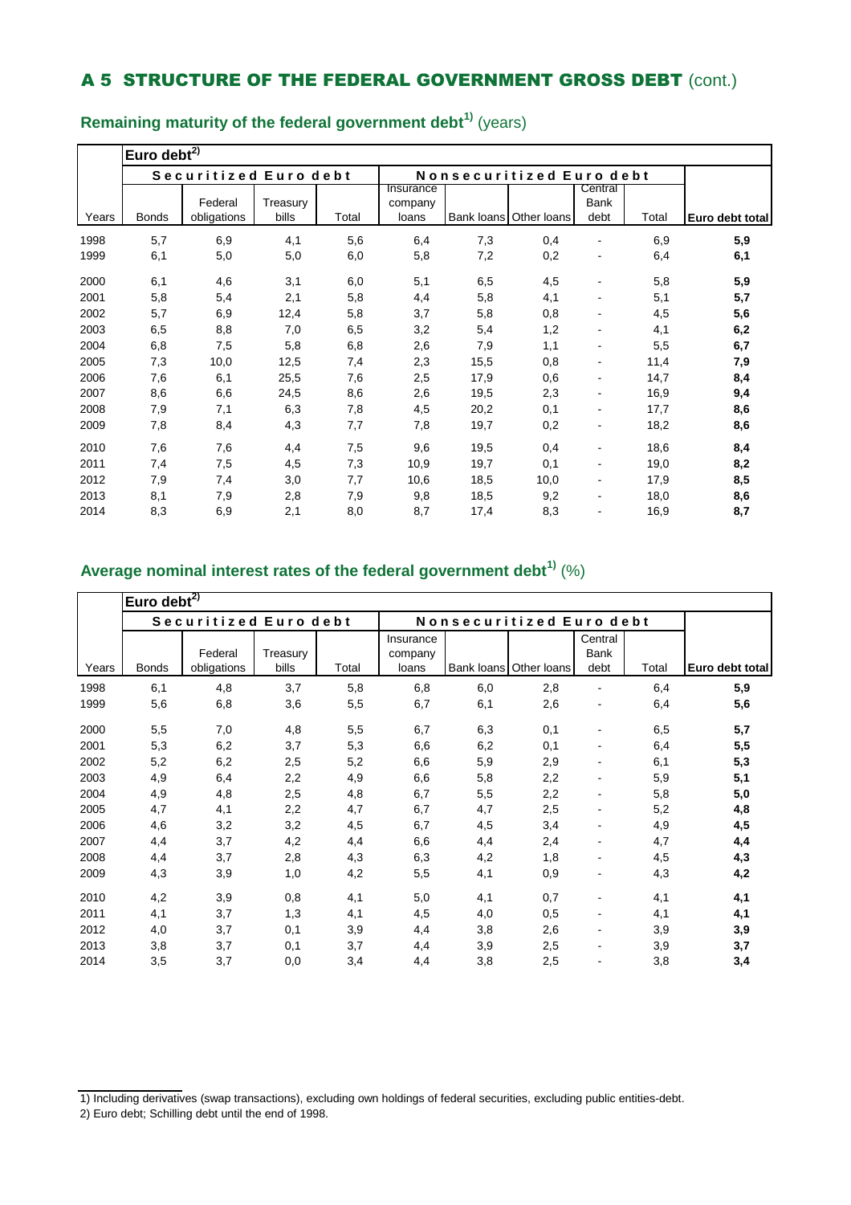# A 5 STRUCTURE OF THE FEDERAL GOVERNMENT GROSS DEBT (cont.)

## Remaining maturity of the federal government debt[1] (years)

| | Euro debt[2] | | | | | | | | | |
|---|---|---|---|---|---|---|---|---|---|---|
| | Securitized Euro debt | | | | Nonsecuritized Euro debt | | | | | |
| Years | Bonds | Federal obligations | Treasury bills | Total | Insurance company loans | Bank loans | Other loans | Central Bank debt | Total | **Euro debt total** |
| 1998 | 5,7 | 6,9 | 4,1 | 5,6 | 6,4 | 7,3 | 0,4 | - | 6,9 | **5,9** |
| 1999 | 6,1 | 5,0 | 5,0 | 6,0 | 5,8 | 7,2 | 0,2 | - | 6,4 | **6,1** |
| 2000 | 6,1 | 4,6 | 3,1 | 6,0 | 5,1 | 6,5 | 4,5 | - | 5,8 | **5,9** |
| 2001 | 5,8 | 5,4 | 2,1 | 5,8 | 4,4 | 5,8 | 4,1 | - | 5,1 | **5,7** |
| 2002 | 5,7 | 6,9 | 12,4 | 5,8 | 3,7 | 5,8 | 0,8 | - | 4,5 | **5,6** |
| 2003 | 6,5 | 8,8 | 7,0 | 6,5 | 3,2 | 5,4 | 1,2 | - | 4,1 | **6,2** |
| 2004 | 6,8 | 7,5 | 5,8 | 6,8 | 2,6 | 7,9 | 1,1 | - | 5,5 | **6,7** |
| 2005 | 7,3 | 10,0 | 12,5 | 7,4 | 2,3 | 15,5 | 0,8 | - | 11,4 | **7,9** |
| 2006 | 7,6 | 6,1 | 25,5 | 7,6 | 2,5 | 17,9 | 0,6 | - | 14,7 | **8,4** |
| 2007 | 8,6 | 6,6 | 24,5 | 8,6 | 2,6 | 19,5 | 2,3 | - | 16,9 | **9,4** |
| 2008 | 7,9 | 7,1 | 6,3 | 7,8 | 4,5 | 20,2 | 0,1 | - | 17,7 | **8,6** |
| 2009 | 7,8 | 8,4 | 4,3 | 7,7 | 7,8 | 19,7 | 0,2 | - | 18,2 | **8,6** |
| 2010 | 7,6 | 7,6 | 4,4 | 7,5 | 9,6 | 19,5 | 0,4 | - | 18,6 | **8,4** |
| 2011 | 7,4 | 7,5 | 4,5 | 7,3 | 10,9 | 19,7 | 0,1 | - | 19,0 | **8,2** |
| 2012 | 7,9 | 7,4 | 3,0 | 7,7 | 10,6 | 18,5 | 10,0 | - | 17,9 | **8,5** |
| 2013 | 8,1 | 7,9 | 2,8 | 7,9 | 9,8 | 18,5 | 9,2 | - | 18,0 | **8,6** |
| 2014 | 8,3 | 6,9 | 2,1 | 8,0 | 8,7 | 17,4 | 8,3 | - | 16,9 | **8,7** |

## Average nominal interest rates of the federal government debt[1] (%)

| | Euro debt[2] | | | | | | | | | |
|---|---|---|---|---|---|---|---|---|---|---|
| | Securitized Euro debt | | | | Nonsecuritized Euro debt | | | | | |
| Years | Bonds | Federal obligations | Treasury bills | Total | Insurance company loans | Bank loans | Other loans | Central Bank debt | Total | **Euro debt total** |
| 1998 | 6,1 | 4,8 | 3,7 | 5,8 | 6,8 | 6,0 | 2,8 | - | 6,4 | **5,9** |
| 1999 | 5,6 | 6,8 | 3,6 | 5,5 | 6,7 | 6,1 | 2,6 | - | 6,4 | **5,6** |
| 2000 | 5,5 | 7,0 | 4,8 | 5,5 | 6,7 | 6,3 | 0,1 | - | 6,5 | **5,7** |
| 2001 | 5,3 | 6,2 | 3,7 | 5,3 | 6,6 | 6,2 | 0,1 | - | 6,4 | **5,5** |
| 2002 | 5,2 | 6,2 | 2,5 | 5,2 | 6,6 | 5,9 | 2,9 | - | 6,1 | **5,3** |
| 2003 | 4,9 | 6,4 | 2,2 | 4,9 | 6,6 | 5,8 | 2,2 | - | 5,9 | **5,1** |
| 2004 | 4,9 | 4,8 | 2,5 | 4,8 | 6,7 | 5,5 | 2,2 | - | 5,8 | **5,0** |
| 2005 | 4,7 | 4,1 | 2,2 | 4,7 | 6,7 | 4,7 | 2,5 | - | 5,2 | **4,8** |
| 2006 | 4,6 | 3,2 | 3,2 | 4,5 | 6,7 | 4,5 | 3,4 | - | 4,9 | **4,5** |
| 2007 | 4,4 | 3,7 | 4,2 | 4,4 | 6,6 | 4,4 | 2,4 | - | 4,7 | **4,4** |
| 2008 | 4,4 | 3,7 | 2,8 | 4,3 | 6,3 | 4,2 | 1,8 | - | 4,5 | **4,3** |
| 2009 | 4,3 | 3,9 | 1,0 | 4,2 | 5,5 | 4,1 | 0,9 | - | 4,3 | **4,2** |
| 2010 | 4,2 | 3,9 | 0,8 | 4,1 | 5,0 | 4,1 | 0,7 | - | 4,1 | **4,1** |
| 2011 | 4,1 | 3,7 | 1,3 | 4,1 | 4,5 | 4,0 | 0,5 | - | 4,1 | **4,1** |
| 2012 | 4,0 | 3,7 | 0,1 | 3,9 | 4,4 | 3,8 | 2,6 | - | 3,9 | **3,9** |
| 2013 | 3,8 | 3,7 | 0,1 | 3,7 | 4,4 | 3,9 | 2,5 | - | 3,9 | **3,7** |
| 2014 | 3,5 | 3,7 | 0,0 | 3,4 | 4,4 | 3,8 | 2,5 | - | 3,8 | **3,4** |

1) Including derivatives (swap transactions), excluding own holdings of federal securities, excluding public entities-debt.

2) Euro debt; Schilling debt until the end of 1998.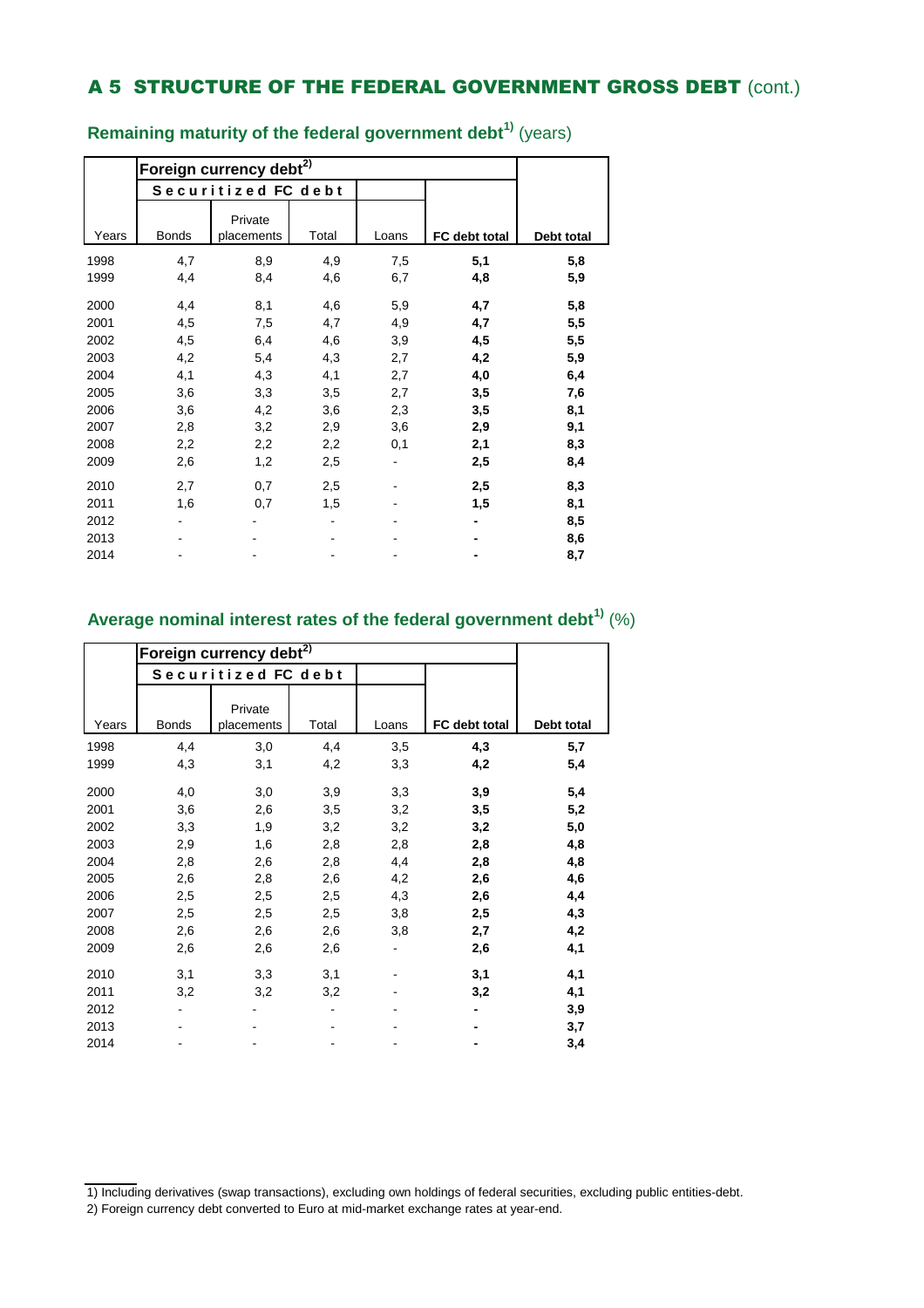# A 5 STRUCTURE OF THE FEDERAL GOVERNMENT GROSS DEBT (cont.)

## Remaining maturity of the federal government debt[1] (years)

| | Foreign currency debt[2] | | | | | |
|---|---|---|---|---|---|---|
| | Securitized FC debt | | | | | |
| Years | Bonds | Private placements | Total | Loans | **FC debt total** | **Debt total** |
| 1998 | 4,7 | 8,9 | 4,9 | 7,5 | **5,1** | **5,8** |
| 1999 | 4,4 | 8,4 | 4,6 | 6,7 | **4,8** | **5,9** |
| 2000 | 4,4 | 8,1 | 4,6 | 5,9 | **4,7** | **5,8** |
| 2001 | 4,5 | 7,5 | 4,7 | 4,9 | **4,7** | **5,5** |
| 2002 | 4,5 | 6,4 | 4,6 | 3,9 | **4,5** | **5,5** |
| 2003 | 4,2 | 5,4 | 4,3 | 2,7 | **4,2** | **5,9** |
| 2004 | 4,1 | 4,3 | 4,1 | 2,7 | **4,0** | **6,4** |
| 2005 | 3,6 | 3,3 | 3,5 | 2,7 | **3,5** | **7,6** |
| 2006 | 3,6 | 4,2 | 3,6 | 2,3 | **3,5** | **8,1** |
| 2007 | 2,8 | 3,2 | 2,9 | 3,6 | **2,9** | **9,1** |
| 2008 | 2,2 | 2,2 | 2,2 | 0,1 | **2,1** | **8,3** |
| 2009 | 2,6 | 1,2 | 2,5 | - | **2,5** | **8,4** |
| 2010 | 2,7 | 0,7 | 2,5 | - | **2,5** | **8,3** |
| 2011 | 1,6 | 0,7 | 1,5 | - | **1,5** | **8,1** |
| 2012 | - | - | - | - | **-** | **8,5** |
| 2013 | - | - | - | - | **-** | **8,6** |
| 2014 | - | - | - | - | **-** | **8,7** |

## Average nominal interest rates of the federal government debt[1] (%)

| | Foreign currency debt[2] | | | | | |
|---|---|---|---|---|---|---|
| | Securitized FC debt | | | | | |
| Years | Bonds | Private placements | Total | Loans | **FC debt total** | **Debt total** |
| 1998 | 4,4 | 3,0 | 4,4 | 3,5 | **4,3** | **5,7** |
| 1999 | 4,3 | 3,1 | 4,2 | 3,3 | **4,2** | **5,4** |
| 2000 | 4,0 | 3,0 | 3,9 | 3,3 | **3,9** | **5,4** |
| 2001 | 3,6 | 2,6 | 3,5 | 3,2 | **3,5** | **5,2** |
| 2002 | 3,3 | 1,9 | 3,2 | 3,2 | **3,2** | **5,0** |
| 2003 | 2,9 | 1,6 | 2,8 | 2,8 | **2,8** | **4,8** |
| 2004 | 2,8 | 2,6 | 2,8 | 4,4 | **2,8** | **4,8** |
| 2005 | 2,6 | 2,8 | 2,6 | 4,2 | **2,6** | **4,6** |
| 2006 | 2,5 | 2,5 | 2,5 | 4,3 | **2,6** | **4,4** |
| 2007 | 2,5 | 2,5 | 2,5 | 3,8 | **2,5** | **4,3** |
| 2008 | 2,6 | 2,6 | 2,6 | 3,8 | **2,7** | **4,2** |
| 2009 | 2,6 | 2,6 | 2,6 | - | **2,6** | **4,1** |
| 2010 | 3,1 | 3,3 | 3,1 | - | **3,1** | **4,1** |
| 2011 | 3,2 | 3,2 | 3,2 | - | **3,2** | **4,1** |
| 2012 | - | - | - | - | **-** | **3,9** |
| 2013 | - | - | - | - | **-** | **3,7** |
| 2014 | - | - | - | - | **-** | **3,4** |

1) Including derivatives (swap transactions), excluding own holdings of federal securities, excluding public entities-debt.

2) Foreign currency debt converted to Euro at mid-market exchange rates at year-end.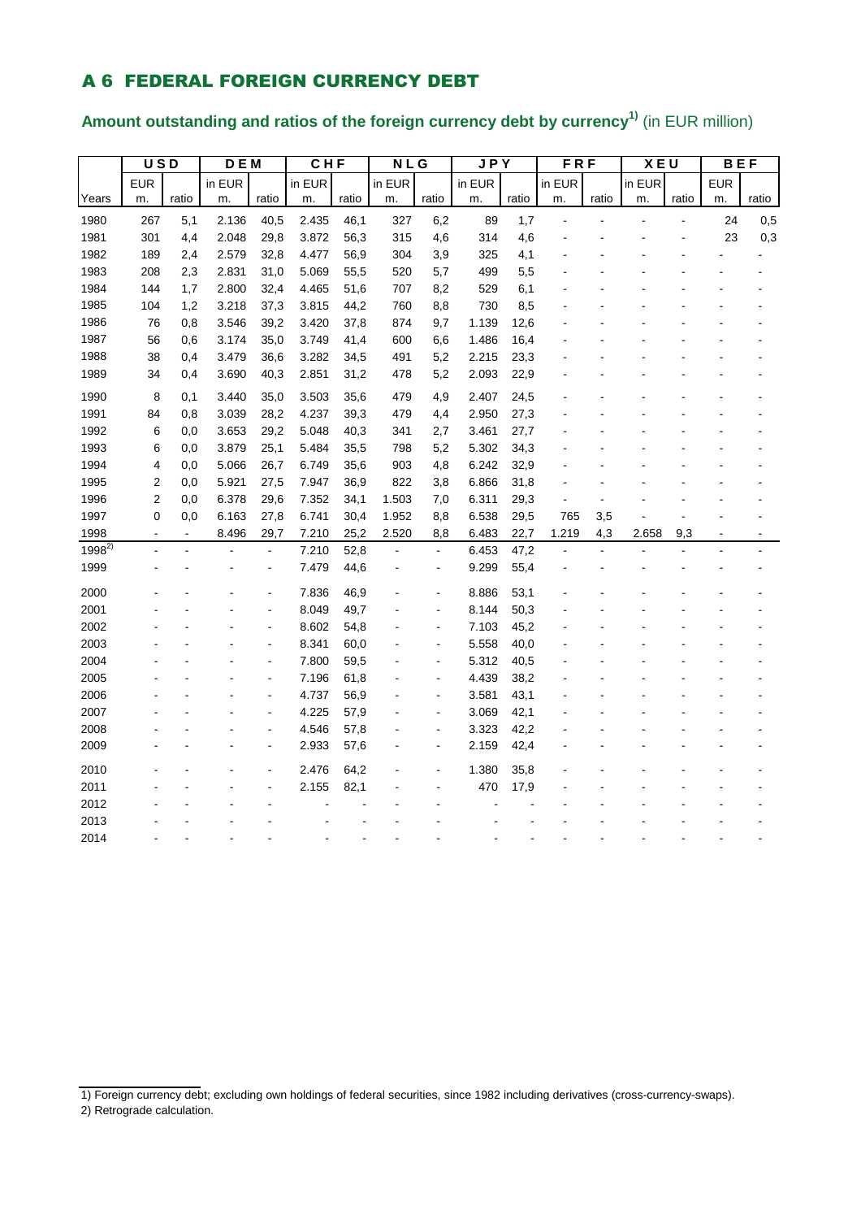## A 6 FEDERAL FOREIGN CURRENCY DEBT

### Amount outstanding and ratios of the foreign currency debt by currency[1)] (in EUR million)

| | USD | | DEM | | CHF | | NLG | | JPY | | FRF | | XEU | | BEF | |
|---|---|---|---|---|---|---|---|---|---|---|---|---|---|---|---|---|
| Years | EUR m. | ratio | in EUR m. | ratio | in EUR m. | ratio | in EUR m. | ratio | in EUR m. | ratio | in EUR m. | ratio | in EUR m. | ratio | EUR m. | ratio |
| 1980 | 267 | 5,1 | 2.136 | 40,5 | 2.435 | 46,1 | 327 | 6,2 | 89 | 1,7 | - | - | - | - | 24 | 0,5 |
| 1981 | 301 | 4,4 | 2.048 | 29,8 | 3.872 | 56,3 | 315 | 4,6 | 314 | 4,6 | - | - | - | - | 23 | 0,3 |
| 1982 | 189 | 2,4 | 2.579 | 32,8 | 4.477 | 56,9 | 304 | 3,9 | 325 | 4,1 | - | - | - | - | - | - |
| 1983 | 208 | 2,3 | 2.831 | 31,0 | 5.069 | 55,5 | 520 | 5,7 | 499 | 5,5 | - | - | - | - | - | - |
| 1984 | 144 | 1,7 | 2.800 | 32,4 | 4.465 | 51,6 | 707 | 8,2 | 529 | 6,1 | - | - | - | - | - | - |
| 1985 | 104 | 1,2 | 3.218 | 37,3 | 3.815 | 44,2 | 760 | 8,8 | 730 | 8,5 | - | - | - | - | - | - |
| 1986 | 76 | 0,8 | 3.546 | 39,2 | 3.420 | 37,8 | 874 | 9,7 | 1.139 | 12,6 | - | - | - | - | - | - |
| 1987 | 56 | 0,6 | 3.174 | 35,0 | 3.749 | 41,4 | 600 | 6,6 | 1.486 | 16,4 | - | - | - | - | - | - |
| 1988 | 38 | 0,4 | 3.479 | 36,6 | 3.282 | 34,5 | 491 | 5,2 | 2.215 | 23,3 | - | - | - | - | - | - |
| 1989 | 34 | 0,4 | 3.690 | 40,3 | 2.851 | 31,2 | 478 | 5,2 | 2.093 | 22,9 | - | - | - | - | - | - |
| 1990 | 8 | 0,1 | 3.440 | 35,0 | 3.503 | 35,6 | 479 | 4,9 | 2.407 | 24,5 | - | - | - | - | - | - |
| 1991 | 84 | 0,8 | 3.039 | 28,2 | 4.237 | 39,3 | 479 | 4,4 | 2.950 | 27,3 | - | - | - | - | - | - |
| 1992 | 6 | 0,0 | 3.653 | 29,2 | 5.048 | 40,3 | 341 | 2,7 | 3.461 | 27,7 | - | - | - | - | - | - |
| 1993 | 6 | 0,0 | 3.879 | 25,1 | 5.484 | 35,5 | 798 | 5,2 | 5.302 | 34,3 | - | - | - | - | - | - |
| 1994 | 4 | 0,0 | 5.066 | 26,7 | 6.749 | 35,6 | 903 | 4,8 | 6.242 | 32,9 | - | - | - | - | - | - |
| 1995 | 2 | 0,0 | 5.921 | 27,5 | 7.947 | 36,9 | 822 | 3,8 | 6.866 | 31,8 | - | - | - | - | - | - |
| 1996 | 2 | 0,0 | 6.378 | 29,6 | 7.352 | 34,1 | 1.503 | 7,0 | 6.311 | 29,3 | - | - | - | - | - | - |
| 1997 | 0 | 0,0 | 6.163 | 27,8 | 6.741 | 30,4 | 1.952 | 8,8 | 6.538 | 29,5 | 765 | 3,5 | - | - | - | - |
| 1998 | - | - | 8.496 | 29,7 | 7.210 | 25,2 | 2.520 | 8,8 | 6.483 | 22,7 | 1.219 | 4,3 | 2.658 | 9,3 | - | - |
| 1998[2)] | - | - | - | - | 7.210 | 52,8 | - | - | 6.453 | 47,2 | - | - | - | - | - | - |
| 1999 | - | - | - | - | 7.479 | 44,6 | - | - | 9.299 | 55,4 | - | - | - | - | - | - |
| 2000 | - | - | - | - | 7.836 | 46,9 | - | - | 8.886 | 53,1 | - | - | - | - | - | - |
| 2001 | - | - | - | - | 8.049 | 49,7 | - | - | 8.144 | 50,3 | - | - | - | - | - | - |
| 2002 | - | - | - | - | 8.602 | 54,8 | - | - | 7.103 | 45,2 | - | - | - | - | - | - |
| 2003 | - | - | - | - | 8.341 | 60,0 | - | - | 5.558 | 40,0 | - | - | - | - | - | - |
| 2004 | - | - | - | - | 7.800 | 59,5 | - | - | 5.312 | 40,5 | - | - | - | - | - | - |
| 2005 | - | - | - | - | 7.196 | 61,8 | - | - | 4.439 | 38,2 | - | - | - | - | - | - |
| 2006 | - | - | - | - | 4.737 | 56,9 | - | - | 3.581 | 43,1 | - | - | - | - | - | - |
| 2007 | - | - | - | - | 4.225 | 57,9 | - | - | 3.069 | 42,1 | - | - | - | - | - | - |
| 2008 | - | - | - | - | 4.546 | 57,8 | - | - | 3.323 | 42,2 | - | - | - | - | - | - |
| 2009 | - | - | - | - | 2.933 | 57,6 | - | - | 2.159 | 42,4 | - | - | - | - | - | - |
| 2010 | - | - | - | - | 2.476 | 64,2 | - | - | 1.380 | 35,8 | - | - | - | - | - | - |
| 2011 | - | - | - | - | 2.155 | 82,1 | - | - | 470 | 17,9 | - | - | - | - | - | - |
| 2012 | - | - | - | - | - | - | - | - | - | - | - | - | - | - | - | - |
| 2013 | - | - | - | - | - | - | - | - | - | - | - | - | - | - | - | - |
| 2014 | - | - | - | - | - | - | - | - | - | - | - | - | - | - | - | - |

1) Foreign currency debt; excluding own holdings of federal securities, since 1982 including derivatives (cross-currency-swaps).

2) Retrograde calculation.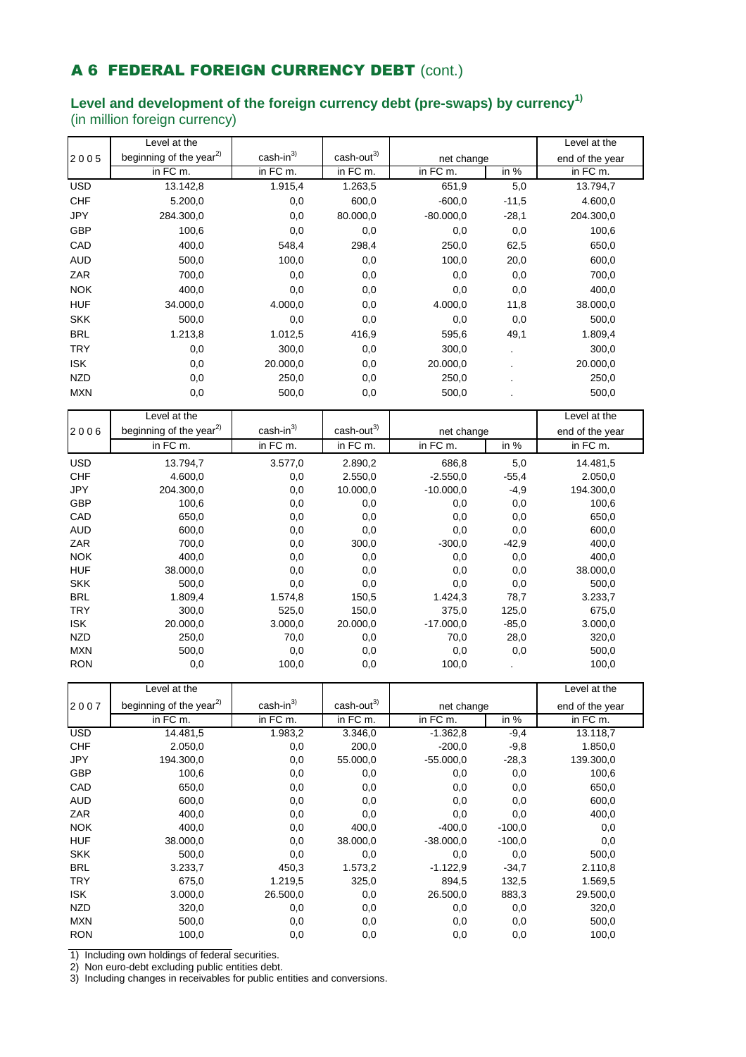## A 6 FEDERAL FOREIGN CURRENCY DEBT (cont.)

### Level and development of the foreign currency debt (pre-swaps) by currency[1]

(in million foreign currency)

| 2005 | Level at the beginning of the year[2] | cash-in[3] | cash-out[3] | net change | | Level at the end of the year |
|---|---|---|---|---|---|---|
| | in FC m. | in FC m. | in FC m. | in FC m. | in % | in FC m. |
| USD | 13.142,8 | 1.915,4 | 1.263,5 | 651,9 | 5,0 | 13.794,7 |
| CHF | 5.200,0 | 0,0 | 600,0 | -600,0 | -11,5 | 4.600,0 |
| JPY | 284.300,0 | 0,0 | 80.000,0 | -80.000,0 | -28,1 | 204.300,0 |
| GBP | 100,6 | 0,0 | 0,0 | 0,0 | 0,0 | 100,6 |
| CAD | 400,0 | 548,4 | 298,4 | 250,0 | 62,5 | 650,0 |
| AUD | 500,0 | 100,0 | 0,0 | 100,0 | 20,0 | 600,0 |
| ZAR | 700,0 | 0,0 | 0,0 | 0,0 | 0,0 | 700,0 |
| NOK | 400,0 | 0,0 | 0,0 | 0,0 | 0,0 | 400,0 |
| HUF | 34.000,0 | 4.000,0 | 0,0 | 4.000,0 | 11,8 | 38.000,0 |
| SKK | 500,0 | 0,0 | 0,0 | 0,0 | 0,0 | 500,0 |
| BRL | 1.213,8 | 1.012,5 | 416,9 | 595,6 | 49,1 | 1.809,4 |
| TRY | 0,0 | 300,0 | 0,0 | 300,0 | . | 300,0 |
| ISK | 0,0 | 20.000,0 | 0,0 | 20.000,0 | . | 20.000,0 |
| NZD | 0,0 | 250,0 | 0,0 | 250,0 | . | 250,0 |
| MXN | 0,0 | 500,0 | 0,0 | 500,0 | . | 500,0 |

| 2006 | Level at the beginning of the year[2] | cash-in[3] | cash-out[3] | net change | | Level at the end of the year |
|---|---|---|---|---|---|---|
| | in FC m. | in FC m. | in FC m. | in FC m. | in % | in FC m. |
| USD | 13.794,7 | 3.577,0 | 2.890,2 | 686,8 | 5,0 | 14.481,5 |
| CHF | 4.600,0 | 0,0 | 2.550,0 | -2.550,0 | -55,4 | 2.050,0 |
| JPY | 204.300,0 | 0,0 | 10.000,0 | -10.000,0 | -4,9 | 194.300,0 |
| GBP | 100,6 | 0,0 | 0,0 | 0,0 | 0,0 | 100,6 |
| CAD | 650,0 | 0,0 | 0,0 | 0,0 | 0,0 | 650,0 |
| AUD | 600,0 | 0,0 | 0,0 | 0,0 | 0,0 | 600,0 |
| ZAR | 700,0 | 0,0 | 300,0 | -300,0 | -42,9 | 400,0 |
| NOK | 400,0 | 0,0 | 0,0 | 0,0 | 0,0 | 400,0 |
| HUF | 38.000,0 | 0,0 | 0,0 | 0,0 | 0,0 | 38.000,0 |
| SKK | 500,0 | 0,0 | 0,0 | 0,0 | 0,0 | 500,0 |
| BRL | 1.809,4 | 1.574,8 | 150,5 | 1.424,3 | 78,7 | 3.233,7 |
| TRY | 300,0 | 525,0 | 150,0 | 375,0 | 125,0 | 675,0 |
| ISK | 20.000,0 | 3.000,0 | 20.000,0 | -17.000,0 | -85,0 | 3.000,0 |
| NZD | 250,0 | 70,0 | 0,0 | 70,0 | 28,0 | 320,0 |
| MXN | 500,0 | 0,0 | 0,0 | 0,0 | 0,0 | 500,0 |
| RON | 0,0 | 100,0 | 0,0 | 100,0 | . | 100,0 |

| 2007 | Level at the beginning of the year[2] | cash-in[3] | cash-out[3] | net change | | Level at the end of the year |
|---|---|---|---|---|---|---|
| | in FC m. | in FC m. | in FC m. | in FC m. | in % | in FC m. |
| USD | 14.481,5 | 1.983,2 | 3.346,0 | -1.362,8 | -9,4 | 13.118,7 |
| CHF | 2.050,0 | 0,0 | 200,0 | -200,0 | -9,8 | 1.850,0 |
| JPY | 194.300,0 | 0,0 | 55.000,0 | -55.000,0 | -28,3 | 139.300,0 |
| GBP | 100,6 | 0,0 | 0,0 | 0,0 | 0,0 | 100,6 |
| CAD | 650,0 | 0,0 | 0,0 | 0,0 | 0,0 | 650,0 |
| AUD | 600,0 | 0,0 | 0,0 | 0,0 | 0,0 | 600,0 |
| ZAR | 400,0 | 0,0 | 0,0 | 0,0 | 0,0 | 400,0 |
| NOK | 400,0 | 0,0 | 400,0 | -400,0 | -100,0 | 0,0 |
| HUF | 38.000,0 | 0,0 | 38.000,0 | -38.000,0 | -100,0 | 0,0 |
| SKK | 500,0 | 0,0 | 0,0 | 0,0 | 0,0 | 500,0 |
| BRL | 3.233,7 | 450,3 | 1.573,2 | -1.122,9 | -34,7 | 2.110,8 |
| TRY | 675,0 | 1.219,5 | 325,0 | 894,5 | 132,5 | 1.569,5 |
| ISK | 3.000,0 | 26.500,0 | 0,0 | 26.500,0 | 883,3 | 29.500,0 |
| NZD | 320,0 | 0,0 | 0,0 | 0,0 | 0,0 | 320,0 |
| MXN | 500,0 | 0,0 | 0,0 | 0,0 | 0,0 | 500,0 |
| RON | 100,0 | 0,0 | 0,0 | 0,0 | 0,0 | 100,0 |

1) Including own holdings of federal securities.
2) Non euro-debt excluding public entities debt.
3) Including changes in receivables for public entities and conversions.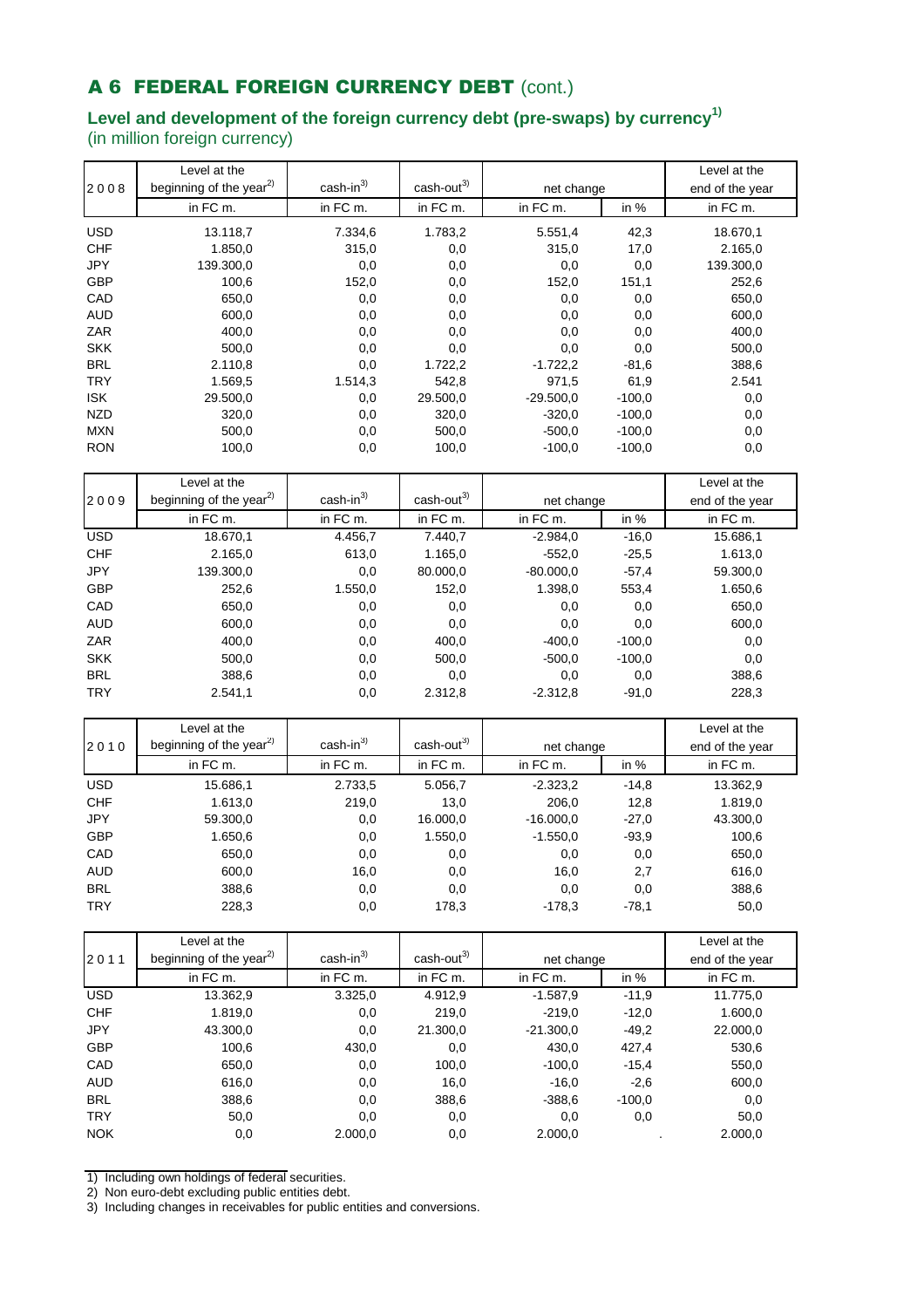## A 6 FEDERAL FOREIGN CURRENCY DEBT (cont.)

### Level and development of the foreign currency debt (pre-swaps) by currency[1]
(in million foreign currency)

| 2008 | Level at the beginning of the year[2] | cash-in[3] | cash-out[3] | net change | | Level at the end of the year |
|---|---|---|---|---|---|---|
| | in FC m. | in FC m. | in FC m. | in FC m. | in % | in FC m. |
| USD | 13.118,7 | 7.334,6 | 1.783,2 | 5.551,4 | 42,3 | 18.670,1 |
| CHF | 1.850,0 | 315,0 | 0,0 | 315,0 | 17,0 | 2.165,0 |
| JPY | 139.300,0 | 0,0 | 0,0 | 0,0 | 0,0 | 139.300,0 |
| GBP | 100,6 | 152,0 | 0,0 | 152,0 | 151,1 | 252,6 |
| CAD | 650,0 | 0,0 | 0,0 | 0,0 | 0,0 | 650,0 |
| AUD | 600,0 | 0,0 | 0,0 | 0,0 | 0,0 | 600,0 |
| ZAR | 400,0 | 0,0 | 0,0 | 0,0 | 0,0 | 400,0 |
| SKK | 500,0 | 0,0 | 0,0 | 0,0 | 0,0 | 500,0 |
| BRL | 2.110,8 | 0,0 | 1.722,2 | -1.722,2 | -81,6 | 388,6 |
| TRY | 1.569,5 | 1.514,3 | 542,8 | 971,5 | 61,9 | 2.541 |
| ISK | 29.500,0 | 0,0 | 29.500,0 | -29.500,0 | -100,0 | 0,0 |
| NZD | 320,0 | 0,0 | 320,0 | -320,0 | -100,0 | 0,0 |
| MXN | 500,0 | 0,0 | 500,0 | -500,0 | -100,0 | 0,0 |
| RON | 100,0 | 0,0 | 100,0 | -100,0 | -100,0 | 0,0 |

| 2009 | Level at the beginning of the year[2] | cash-in[3] | cash-out[3] | net change | | Level at the end of the year |
|---|---|---|---|---|---|---|
| | in FC m. | in FC m. | in FC m. | in FC m. | in % | in FC m. |
| USD | 18.670,1 | 4.456,7 | 7.440,7 | -2.984,0 | -16,0 | 15.686,1 |
| CHF | 2.165,0 | 613,0 | 1.165,0 | -552,0 | -25,5 | 1.613,0 |
| JPY | 139.300,0 | 0,0 | 80.000,0 | -80.000,0 | -57,4 | 59.300,0 |
| GBP | 252,6 | 1.550,0 | 152,0 | 1.398,0 | 553,4 | 1.650,6 |
| CAD | 650,0 | 0,0 | 0,0 | 0,0 | 0,0 | 650,0 |
| AUD | 600,0 | 0,0 | 0,0 | 0,0 | 0,0 | 600,0 |
| ZAR | 400,0 | 0,0 | 400,0 | -400,0 | -100,0 | 0,0 |
| SKK | 500,0 | 0,0 | 500,0 | -500,0 | -100,0 | 0,0 |
| BRL | 388,6 | 0,0 | 0,0 | 0,0 | 0,0 | 388,6 |
| TRY | 2.541,1 | 0,0 | 2.312,8 | -2.312,8 | -91,0 | 228,3 |

| 2010 | Level at the beginning of the year[2] | cash-in[3] | cash-out[3] | net change | | Level at the end of the year |
|---|---|---|---|---|---|---|
| | in FC m. | in FC m. | in FC m. | in FC m. | in % | in FC m. |
| USD | 15.686,1 | 2.733,5 | 5.056,7 | -2.323,2 | -14,8 | 13.362,9 |
| CHF | 1.613,0 | 219,0 | 13,0 | 206,0 | 12,8 | 1.819,0 |
| JPY | 59.300,0 | 0,0 | 16.000,0 | -16.000,0 | -27,0 | 43.300,0 |
| GBP | 1.650,6 | 0,0 | 1.550,0 | -1.550,0 | -93,9 | 100,6 |
| CAD | 650,0 | 0,0 | 0,0 | 0,0 | 0,0 | 650,0 |
| AUD | 600,0 | 16,0 | 0,0 | 16,0 | 2,7 | 616,0 |
| BRL | 388,6 | 0,0 | 0,0 | 0,0 | 0,0 | 388,6 |
| TRY | 228,3 | 0,0 | 178,3 | -178,3 | -78,1 | 50,0 |

| 2011 | Level at the beginning of the year[2] | cash-in[3] | cash-out[3] | net change | | Level at the end of the year |
|---|---|---|---|---|---|---|
| | in FC m. | in FC m. | in FC m. | in FC m. | in % | in FC m. |
| USD | 13.362,9 | 3.325,0 | 4.912,9 | -1.587,9 | -11,9 | 11.775,0 |
| CHF | 1.819,0 | 0,0 | 219,0 | -219,0 | -12,0 | 1.600,0 |
| JPY | 43.300,0 | 0,0 | 21.300,0 | -21.300,0 | -49,2 | 22.000,0 |
| GBP | 100,6 | 430,0 | 0,0 | 430,0 | 427,4 | 530,6 |
| CAD | 650,0 | 0,0 | 100,0 | -100,0 | -15,4 | 550,0 |
| AUD | 616,0 | 0,0 | 16,0 | -16,0 | -2,6 | 600,0 |
| BRL | 388,6 | 0,0 | 388,6 | -388,6 | -100,0 | 0,0 |
| TRY | 50,0 | 0,0 | 0,0 | 0,0 | 0,0 | 50,0 |
| NOK | 0,0 | 2.000,0 | 0,0 | 2.000,0 | . | 2.000,0 |

1) Including own holdings of federal securities.
2) Non euro-debt excluding public entities debt.
3) Including changes in receivables for public entities and conversions.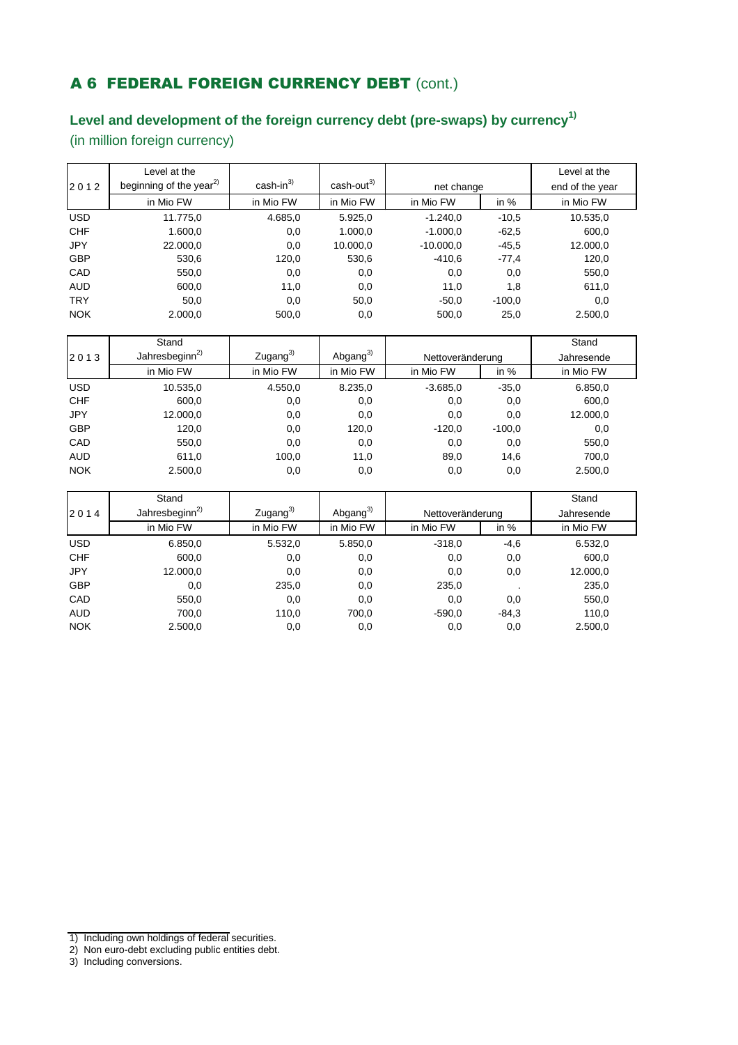# A 6 FEDERAL FOREIGN CURRENCY DEBT (cont.)

## Level and development of the foreign currency debt (pre-swaps) by currency[1)]

(in million foreign currency)

| 2012 | Level at the beginning of the year[2)] | cash-in[3)] | cash-out[3)] | net change | | Level at the end of the year |
|---|---|---|---|---|---|---|
| | in Mio FW | in Mio FW | in Mio FW | in Mio FW | in % | in Mio FW |
| USD | 11.775,0 | 4.685,0 | 5.925,0 | -1.240,0 | -10,5 | 10.535,0 |
| CHF | 1.600,0 | 0,0 | 1.000,0 | -1.000,0 | -62,5 | 600,0 |
| JPY | 22.000,0 | 0,0 | 10.000,0 | -10.000,0 | -45,5 | 12.000,0 |
| GBP | 530,6 | 120,0 | 530,6 | -410,6 | -77,4 | 120,0 |
| CAD | 550,0 | 0,0 | 0,0 | 0,0 | 0,0 | 550,0 |
| AUD | 600,0 | 11,0 | 0,0 | 11,0 | 1,8 | 611,0 |
| TRY | 50,0 | 0,0 | 50,0 | -50,0 | -100,0 | 0,0 |
| NOK | 2.000,0 | 500,0 | 0,0 | 500,0 | 25,0 | 2.500,0 |

| 2013 | Stand Jahresbeginn[2)] | Zugang[3)] | Abgang[3)] | Nettoveränderung | | Stand Jahresende |
|---|---|---|---|---|---|---|
| | in Mio FW | in Mio FW | in Mio FW | in Mio FW | in % | in Mio FW |
| USD | 10.535,0 | 4.550,0 | 8.235,0 | -3.685,0 | -35,0 | 6.850,0 |
| CHF | 600,0 | 0,0 | 0,0 | 0,0 | 0,0 | 600,0 |
| JPY | 12.000,0 | 0,0 | 0,0 | 0,0 | 0,0 | 12.000,0 |
| GBP | 120,0 | 0,0 | 120,0 | -120,0 | -100,0 | 0,0 |
| CAD | 550,0 | 0,0 | 0,0 | 0,0 | 0,0 | 550,0 |
| AUD | 611,0 | 100,0 | 11,0 | 89,0 | 14,6 | 700,0 |
| NOK | 2.500,0 | 0,0 | 0,0 | 0,0 | 0,0 | 2.500,0 |

| 2014 | Stand Jahresbeginn[2)] | Zugang[3)] | Abgang[3)] | Nettoveränderung | | Stand Jahresende |
|---|---|---|---|---|---|---|
| | in Mio FW | in Mio FW | in Mio FW | in Mio FW | in % | in Mio FW |
| USD | 6.850,0 | 5.532,0 | 5.850,0 | -318,0 | -4,6 | 6.532,0 |
| CHF | 600,0 | 0,0 | 0,0 | 0,0 | 0,0 | 600,0 |
| JPY | 12.000,0 | 0,0 | 0,0 | 0,0 | 0,0 | 12.000,0 |
| GBP | 0,0 | 235,0 | 0,0 | 235,0 | . | 235,0 |
| CAD | 550,0 | 0,0 | 0,0 | 0,0 | 0,0 | 550,0 |
| AUD | 700,0 | 110,0 | 700,0 | -590,0 | -84,3 | 110,0 |
| NOK | 2.500,0 | 0,0 | 0,0 | 0,0 | 0,0 | 2.500,0 |

1) Including own holdings of federal securities.
2) Non euro-debt excluding public entities debt.
3) Including conversions.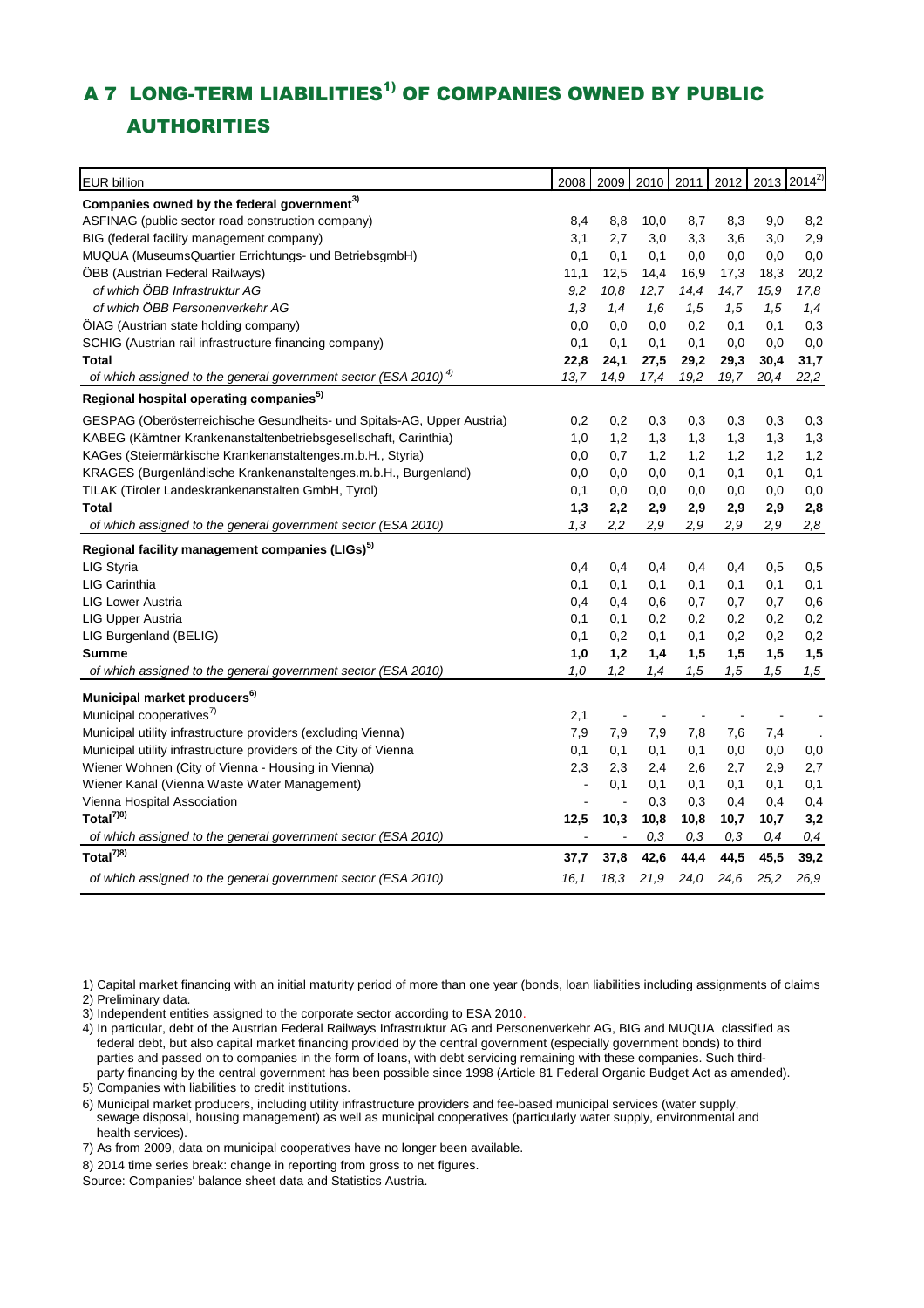# A 7 LONG-TERM LIABILITIES[1] OF COMPANIES OWNED BY PUBLIC AUTHORITIES

| EUR billion | 2008 | 2009 | 2010 | 2011 | 2012 | 2013 | 2014[2] |
|---|---|---|---|---|---|---|---|
| **Companies owned by the federal government[3]** | | | | | | | |
| ASFINAG (public sector road construction company) | 8,4 | 8,8 | 10,0 | 8,7 | 8,3 | 9,0 | 8,2 |
| BIG (federal facility management company) | 3,1 | 2,7 | 3,0 | 3,3 | 3,6 | 3,0 | 2,9 |
| MUQUA (MuseumsQuartier Errichtungs- und BetriebsgmbH) | 0,1 | 0,1 | 0,1 | 0,0 | 0,0 | 0,0 | 0,0 |
| ÖBB (Austrian Federal Railways) | 11,1 | 12,5 | 14,4 | 16,9 | 17,3 | 18,3 | 20,2 |
| *of which ÖBB Infrastruktur AG* | *9,2* | *10,8* | *12,7* | *14,4* | *14,7* | *15,9* | *17,8* |
| *of which ÖBB Personenverkehr AG* | *1,3* | *1,4* | *1,6* | *1,5* | *1,5* | *1,5* | *1,4* |
| ÖIAG (Austrian state holding company) | 0,0 | 0,0 | 0,0 | 0,2 | 0,1 | 0,1 | 0,3 |
| SCHIG (Austrian rail infrastructure financing company) | 0,1 | 0,1 | 0,1 | 0,1 | 0,0 | 0,0 | 0,0 |
| **Total** | **22,8** | **24,1** | **27,5** | **29,2** | **29,3** | **30,4** | **31,7** |
| *of which assigned to the general government sector (ESA 2010)[4]* | *13,7* | *14,9* | *17,4* | *19,2* | *19,7* | *20,4* | *22,2* |
| **Regional hospital operating companies[5]** | | | | | | | |
| GESPAG (Oberösterreichische Gesundheits- und Spitals-AG, Upper Austria) | 0,2 | 0,2 | 0,3 | 0,3 | 0,3 | 0,3 | 0,3 |
| KABEG (Kärntner Krankenanstaltenbetriebsgesellschaft, Carinthia) | 1,0 | 1,2 | 1,3 | 1,3 | 1,3 | 1,3 | 1,3 |
| KAGes (Steiermärkische Krankenanstaltenges.m.b.H., Styria) | 0,0 | 0,7 | 1,2 | 1,2 | 1,2 | 1,2 | 1,2 |
| KRAGES (Burgenländische Krankenanstaltenges.m.b.H., Burgenland) | 0,0 | 0,0 | 0,0 | 0,1 | 0,1 | 0,1 | 0,1 |
| TILAK (Tiroler Landeskrankenanstalten GmbH, Tyrol) | 0,1 | 0,0 | 0,0 | 0,0 | 0,0 | 0,0 | 0,0 |
| **Total** | **1,3** | **2,2** | **2,9** | **2,9** | **2,9** | **2,9** | **2,8** |
| *of which assigned to the general government sector (ESA 2010)* | *1,3* | *2,2* | *2,9* | *2,9* | *2,9* | *2,9* | *2,8* |
| **Regional facility management companies (LIGs)[5]** | | | | | | | |
| LIG Styria | 0,4 | 0,4 | 0,4 | 0,4 | 0,4 | 0,5 | 0,5 |
| LIG Carinthia | 0,1 | 0,1 | 0,1 | 0,1 | 0,1 | 0,1 | 0,1 |
| LIG Lower Austria | 0,4 | 0,4 | 0,6 | 0,7 | 0,7 | 0,7 | 0,6 |
| LIG Upper Austria | 0,1 | 0,1 | 0,2 | 0,2 | 0,2 | 0,2 | 0,2 |
| LIG Burgenland (BELIG) | 0,1 | 0,2 | 0,1 | 0,1 | 0,2 | 0,2 | 0,2 |
| **Summe** | **1,0** | **1,2** | **1,4** | **1,5** | **1,5** | **1,5** | **1,5** |
| *of which assigned to the general government sector (ESA 2010)* | *1,0* | *1,2* | *1,4* | *1,5* | *1,5* | *1,5* | *1,5* |
| **Municipal market producers[6]** | | | | | | | |
| Municipal cooperatives[7] | 2,1 | - | - | - | - | - | - |
| Municipal utility infrastructure providers (excluding Vienna) | 7,9 | 7,9 | 7,9 | 7,8 | 7,6 | 7,4 | . |
| Municipal utility infrastructure providers of the City of Vienna | 0,1 | 0,1 | 0,1 | 0,1 | 0,0 | 0,0 | 0,0 |
| Wiener Wohnen (City of Vienna - Housing in Vienna) | 2,3 | 2,3 | 2,4 | 2,6 | 2,7 | 2,9 | 2,7 |
| Wiener Kanal (Vienna Waste Water Management) | - | 0,1 | 0,1 | 0,1 | 0,1 | 0,1 | 0,1 |
| Vienna Hospital Association | - | - | 0,3 | 0,3 | 0,4 | 0,4 | 0,4 |
| **Total[7][8]** | **12,5** | **10,3** | **10,8** | **10,8** | **10,7** | **10,7** | **3,2** |
| *of which assigned to the general government sector (ESA 2010)* | - | - | *0,3* | *0,3* | *0,3* | *0,4* | *0,4* |
| **Total[7][8]** | **37,7** | **37,8** | **42,6** | **44,4** | **44,5** | **45,5** | **39,2** |
| *of which assigned to the general government sector (ESA 2010)* | *16,1* | *18,3* | *21,9* | *24,0* | *24,6* | *25,2* | *26,9* |

1) Capital market financing with an initial maturity period of more than one year (bonds, loan liabilities including assignments of claims
2) Preliminary data.
3) Independent entities assigned to the corporate sector according to ESA 2010.
4) In particular, debt of the Austrian Federal Railways Infrastruktur AG and Personenverkehr AG, BIG and MUQUA classified as federal debt, but also capital market financing provided by the central government (especially government bonds) to third parties and passed on to companies in the form of loans, with debt servicing remaining with these companies. Such third-party financing by the central government has been possible since 1998 (Article 81 Federal Organic Budget Act as amended).
5) Companies with liabilities to credit institutions.
6) Municipal market producers, including utility infrastructure providers and fee-based municipal services (water supply, sewage disposal, housing management) as well as municipal cooperatives (particularly water supply, environmental and health services).
7) As from 2009, data on municipal cooperatives have no longer been available.
8) 2014 time series break: change in reporting from gross to net figures.
Source: Companies' balance sheet data and Statistics Austria.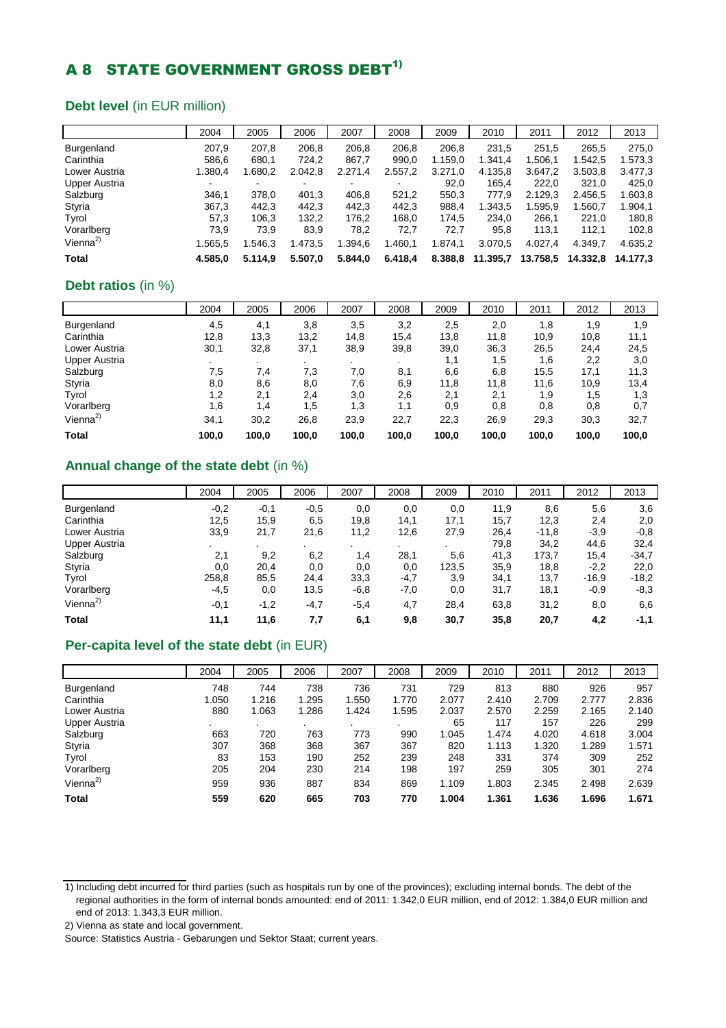# A 8 STATE GOVERNMENT GROSS DEBT[1)]

## **Debt level** (in EUR million)

| | 2004 | 2005 | 2006 | 2007 | 2008 | 2009 | 2010 | 2011 | 2012 | 2013 |
|---|---|---|---|---|---|---|---|---|---|---|
| Burgenland | 207,9 | 207,8 | 206,8 | 206,8 | 206,8 | 206,8 | 231,5 | 251,5 | 265,5 | 275,0 |
| Carinthia | 586,6 | 680,1 | 724,2 | 867,7 | 990,0 | 1.159,0 | 1.341,4 | 1.506,1 | 1.542,5 | 1.573,3 |
| Lower Austria | 1.380,4 | 1.680,2 | 2.042,8 | 2.271,4 | 2.557,2 | 3.271,0 | 4.135,8 | 3.647,2 | 3.503,8 | 3.477,3 |
| Upper Austria | - | - | - | - | - | 92,0 | 165,4 | 222,0 | 321,0 | 425,0 |
| Salzburg | 346,1 | 378,0 | 401,3 | 406,8 | 521,2 | 550,3 | 777,9 | 2.129,3 | 2.456,5 | 1.603,8 |
| Styria | 367,3 | 442,3 | 442,3 | 442,3 | 442,3 | 988,4 | 1.343,5 | 1.595,9 | 1.560,7 | 1.904,1 |
| Tyrol | 57,3 | 106,3 | 132,2 | 176,2 | 168,0 | 174,5 | 234,0 | 266,1 | 221,0 | 180,8 |
| Vorarlberg | 73,9 | 73,9 | 83,9 | 78,2 | 72,7 | 72,7 | 95,8 | 113,1 | 112,1 | 102,8 |
| Vienna[2)] | 1.565,5 | 1.546,3 | 1.473,5 | 1.394,6 | 1.460,1 | 1.874,1 | 3.070,5 | 4.027,4 | 4.349,7 | 4.635,2 |
| **Total** | **4.585,0** | **5.114,9** | **5.507,0** | **5.844,0** | **6.418,4** | **8.388,8** | **11.395,7** | **13.758,5** | **14.332,8** | **14.177,3** |

## **Debt ratios** (in %)

| | 2004 | 2005 | 2006 | 2007 | 2008 | 2009 | 2010 | 2011 | 2012 | 2013 |
|---|---|---|---|---|---|---|---|---|---|---|
| Burgenland | 4,5 | 4,1 | 3,8 | 3,5 | 3,2 | 2,5 | 2,0 | 1,8 | 1,9 | 1,9 |
| Carinthia | 12,8 | 13,3 | 13,2 | 14,8 | 15,4 | 13,8 | 11,8 | 10,9 | 10,8 | 11,1 |
| Lower Austria | 30,1 | 32,8 | 37,1 | 38,9 | 39,8 | 39,0 | 36,3 | 26,5 | 24,4 | 24,5 |
| Upper Austria | . | . | . | . | . | 1,1 | 1,5 | 1,6 | 2,2 | 3,0 |
| Salzburg | 7,5 | 7,4 | 7,3 | 7,0 | 8,1 | 6,6 | 6,8 | 15,5 | 17,1 | 11,3 |
| Styria | 8,0 | 8,6 | 8,0 | 7,6 | 6,9 | 11,8 | 11,8 | 11,6 | 10,9 | 13,4 |
| Tyrol | 1,2 | 2,1 | 2,4 | 3,0 | 2,6 | 2,1 | 2,1 | 1,9 | 1,5 | 1,3 |
| Vorarlberg | 1,6 | 1,4 | 1,5 | 1,3 | 1,1 | 0,9 | 0,8 | 0,8 | 0,8 | 0,7 |
| Vienna[2)] | 34,1 | 30,2 | 26,8 | 23,9 | 22,7 | 22,3 | 26,9 | 29,3 | 30,3 | 32,7 |
| **Total** | **100,0** | **100,0** | **100,0** | **100,0** | **100,0** | **100,0** | **100,0** | **100,0** | **100,0** | **100,0** |

## **Annual change of the state debt** (in %)

| | 2004 | 2005 | 2006 | 2007 | 2008 | 2009 | 2010 | 2011 | 2012 | 2013 |
|---|---|---|---|---|---|---|---|---|---|---|
| Burgenland | -0,2 | -0,1 | -0,5 | 0,0 | 0,0 | 0,0 | 11,9 | 8,6 | 5,6 | 3,6 |
| Carinthia | 12,5 | 15,9 | 6,5 | 19,8 | 14,1 | 17,1 | 15,7 | 12,3 | 2,4 | 2,0 |
| Lower Austria | 33,9 | 21,7 | 21,6 | 11,2 | 12,6 | 27,9 | 26,4 | -11,8 | -3,9 | -0,8 |
| Upper Austria | . | . | . | . | . | . | 79,8 | 34,2 | 44,6 | 32,4 |
| Salzburg | 2,1 | 9,2 | 6,2 | 1,4 | 28,1 | 5,6 | 41,3 | 173,7 | 15,4 | -34,7 |
| Styria | 0,0 | 20,4 | 0,0 | 0,0 | 0,0 | 123,5 | 35,9 | 18,8 | -2,2 | 22,0 |
| Tyrol | 258,8 | 85,5 | 24,4 | 33,3 | -4,7 | 3,9 | 34,1 | 13,7 | -16,9 | -18,2 |
| Vorarlberg | -4,5 | 0,0 | 13,5 | -6,8 | -7,0 | 0,0 | 31,7 | 18,1 | -0,9 | -8,3 |
| Vienna[2)] | -0,1 | -1,2 | -4,7 | -5,4 | 4,7 | 28,4 | 63,8 | 31,2 | 8,0 | 6,6 |
| **Total** | **11,1** | **11,6** | **7,7** | **6,1** | **9,8** | **30,7** | **35,8** | **20,7** | **4,2** | **-1,1** |

## **Per-capita level of the state debt** (in EUR)

| | 2004 | 2005 | 2006 | 2007 | 2008 | 2009 | 2010 | 2011 | 2012 | 2013 |
|---|---|---|---|---|---|---|---|---|---|---|
| Burgenland | 748 | 744 | 738 | 736 | 731 | 729 | 813 | 880 | 926 | 957 |
| Carinthia | 1.050 | 1.216 | 1.295 | 1.550 | 1.770 | 2.077 | 2.410 | 2.709 | 2.777 | 2.836 |
| Lower Austria | 880 | 1.063 | 1.286 | 1.424 | 1.595 | 2.037 | 2.570 | 2.259 | 2.165 | 2.140 |
| Upper Austria | . | . | . | . | . | 65 | 117 | 157 | 226 | 299 |
| Salzburg | 663 | 720 | 763 | 773 | 990 | 1.045 | 1.474 | 4.020 | 4.618 | 3.004 |
| Styria | 307 | 368 | 368 | 367 | 367 | 820 | 1.113 | 1.320 | 1.289 | 1.571 |
| Tyrol | 83 | 153 | 190 | 252 | 239 | 248 | 331 | 374 | 309 | 252 |
| Vorarlberg | 205 | 204 | 230 | 214 | 198 | 197 | 259 | 305 | 301 | 274 |
| Vienna[2)] | 959 | 936 | 887 | 834 | 869 | 1.109 | 1.803 | 2.345 | 2.498 | 2.639 |
| **Total** | **559** | **620** | **665** | **703** | **770** | **1.004** | **1.361** | **1.636** | **1.696** | **1.671** |

1) Including debt incurred for third parties (such as hospitals run by one of the provinces); excluding internal bonds. The debt of the regional authorities in the form of internal bonds amounted: end of 2011: 1.342,0 EUR million, end of 2012: 1.384,0 EUR million and end of 2013: 1.343,3 EUR million.

2) Vienna as state and local government.

Source: Statistics Austria - Gebarungen und Sektor Staat; current years.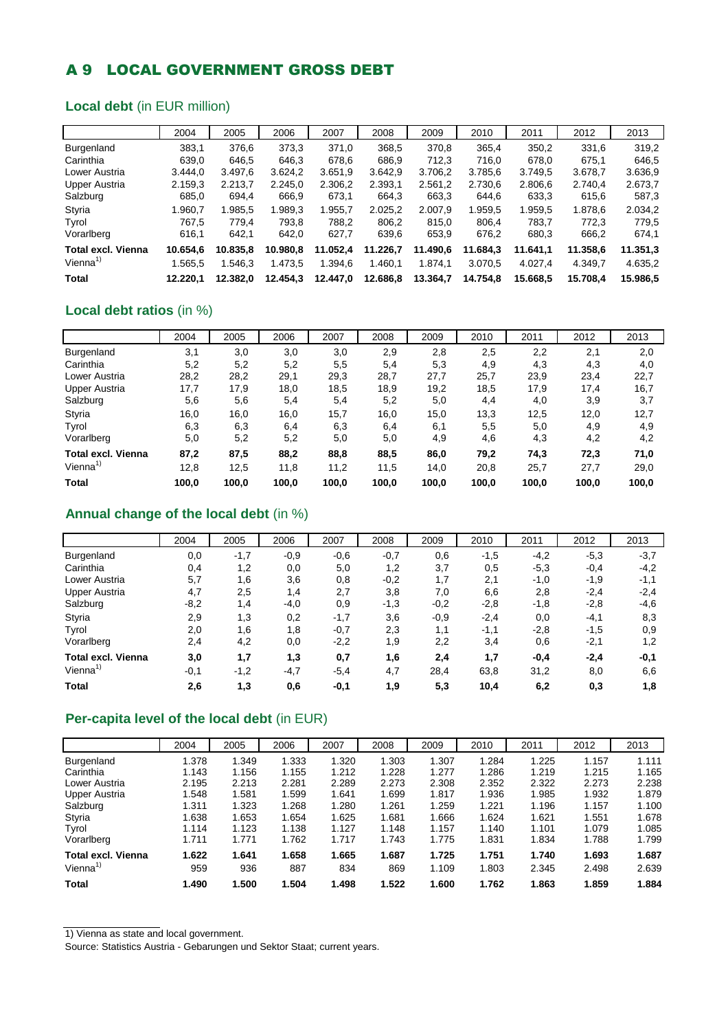# A 9 LOCAL GOVERNMENT GROSS DEBT

## Local debt (in EUR million)

| | 2004 | 2005 | 2006 | 2007 | 2008 | 2009 | 2010 | 2011 | 2012 | 2013 |
|---|---|---|---|---|---|---|---|---|---|---|
| Burgenland | 383,1 | 376,6 | 373,3 | 371,0 | 368,5 | 370,8 | 365,4 | 350,2 | 331,6 | 319,2 |
| Carinthia | 639,0 | 646,5 | 646,3 | 678,6 | 686,9 | 712,3 | 716,0 | 678,0 | 675,1 | 646,5 |
| Lower Austria | 3.444,0 | 3.497,6 | 3.624,2 | 3.651,9 | 3.642,9 | 3.706,2 | 3.785,6 | 3.749,5 | 3.678,7 | 3.636,9 |
| Upper Austria | 2.159,3 | 2.213,7 | 2.245,0 | 2.306,2 | 2.393,1 | 2.561,2 | 2.730,6 | 2.806,6 | 2.740,4 | 2.673,7 |
| Salzburg | 685,0 | 694,4 | 666,9 | 673,1 | 664,3 | 663,3 | 644,6 | 633,3 | 615,6 | 587,3 |
| Styria | 1.960,7 | 1.985,5 | 1.989,3 | 1.955,7 | 2.025,2 | 2.007,9 | 1.959,5 | 1.959,5 | 1.878,6 | 2.034,2 |
| Tyrol | 767,5 | 779,4 | 793,8 | 788,2 | 806,2 | 815,0 | 806,4 | 783,7 | 772,3 | 779,5 |
| Vorarlberg | 616,1 | 642,1 | 642,0 | 627,7 | 639,6 | 653,9 | 676,2 | 680,3 | 666,2 | 674,1 |
| **Total excl. Vienna** | **10.654,6** | **10.835,8** | **10.980,8** | **11.052,4** | **11.226,7** | **11.490,6** | **11.684,3** | **11.641,1** | **11.358,6** | **11.351,3** |
| Vienna[1] | 1.565,5 | 1.546,3 | 1.473,5 | 1.394,6 | 1.460,1 | 1.874,1 | 3.070,5 | 4.027,4 | 4.349,7 | 4.635,2 |
| **Total** | **12.220,1** | **12.382,0** | **12.454,3** | **12.447,0** | **12.686,8** | **13.364,7** | **14.754,8** | **15.668,5** | **15.708,4** | **15.986,5** |

## Local debt ratios (in %)

| | 2004 | 2005 | 2006 | 2007 | 2008 | 2009 | 2010 | 2011 | 2012 | 2013 |
|---|---|---|---|---|---|---|---|---|---|---|
| Burgenland | 3,1 | 3,0 | 3,0 | 3,0 | 2,9 | 2,8 | 2,5 | 2,2 | 2,1 | 2,0 |
| Carinthia | 5,2 | 5,2 | 5,2 | 5,5 | 5,4 | 5,3 | 4,9 | 4,3 | 4,3 | 4,0 |
| Lower Austria | 28,2 | 28,2 | 29,1 | 29,3 | 28,7 | 27,7 | 25,7 | 23,9 | 23,4 | 22,7 |
| Upper Austria | 17,7 | 17,9 | 18,0 | 18,5 | 18,9 | 19,2 | 18,5 | 17,9 | 17,4 | 16,7 |
| Salzburg | 5,6 | 5,6 | 5,4 | 5,4 | 5,2 | 5,0 | 4,4 | 4,0 | 3,9 | 3,7 |
| Styria | 16,0 | 16,0 | 16,0 | 15,7 | 16,0 | 15,0 | 13,3 | 12,5 | 12,0 | 12,7 |
| Tyrol | 6,3 | 6,3 | 6,4 | 6,3 | 6,4 | 6,1 | 5,5 | 5,0 | 4,9 | 4,9 |
| Vorarlberg | 5,0 | 5,2 | 5,2 | 5,0 | 5,0 | 4,9 | 4,6 | 4,3 | 4,2 | 4,2 |
| **Total excl. Vienna** | **87,2** | **87,5** | **88,2** | **88,8** | **88,5** | **86,0** | **79,2** | **74,3** | **72,3** | **71,0** |
| Vienna[1] | 12,8 | 12,5 | 11,8 | 11,2 | 11,5 | 14,0 | 20,8 | 25,7 | 27,7 | 29,0 |
| **Total** | **100,0** | **100,0** | **100,0** | **100,0** | **100,0** | **100,0** | **100,0** | **100,0** | **100,0** | **100,0** |

## Annual change of the local debt (in %)

| | 2004 | 2005 | 2006 | 2007 | 2008 | 2009 | 2010 | 2011 | 2012 | 2013 |
|---|---|---|---|---|---|---|---|---|---|---|
| Burgenland | 0,0 | -1,7 | -0,9 | -0,6 | -0,7 | 0,6 | -1,5 | -4,2 | -5,3 | -3,7 |
| Carinthia | 0,4 | 1,2 | 0,0 | 5,0 | 1,2 | 3,7 | 0,5 | -5,3 | -0,4 | -4,2 |
| Lower Austria | 5,7 | 1,6 | 3,6 | 0,8 | -0,2 | 1,7 | 2,1 | -1,0 | -1,9 | -1,1 |
| Upper Austria | 4,7 | 2,5 | 1,4 | 2,7 | 3,8 | 7,0 | 6,6 | 2,8 | -2,4 | -2,4 |
| Salzburg | -8,2 | 1,4 | -4,0 | 0,9 | -1,3 | -0,2 | -2,8 | -1,8 | -2,8 | -4,6 |
| Styria | 2,9 | 1,3 | 0,2 | -1,7 | 3,6 | -0,9 | -2,4 | 0,0 | -4,1 | 8,3 |
| Tyrol | 2,0 | 1,6 | 1,8 | -0,7 | 2,3 | 1,1 | -1,1 | -2,8 | -1,5 | 0,9 |
| Vorarlberg | 2,4 | 4,2 | 0,0 | -2,2 | 1,9 | 2,2 | 3,4 | 0,6 | -2,1 | 1,2 |
| **Total excl. Vienna** | **3,0** | **1,7** | **1,3** | **0,7** | **1,6** | **2,4** | **1,7** | **-0,4** | **-2,4** | **-0,1** |
| Vienna[1] | -0,1 | -1,2 | -4,7 | -5,4 | 4,7 | 28,4 | 63,8 | 31,2 | 8,0 | 6,6 |
| **Total** | **2,6** | **1,3** | **0,6** | **-0,1** | **1,9** | **5,3** | **10,4** | **6,2** | **0,3** | **1,8** |

## Per-capita level of the local debt (in EUR)

| | 2004 | 2005 | 2006 | 2007 | 2008 | 2009 | 2010 | 2011 | 2012 | 2013 |
|---|---|---|---|---|---|---|---|---|---|---|
| Burgenland | 1.378 | 1.349 | 1.333 | 1.320 | 1.303 | 1.307 | 1.284 | 1.225 | 1.157 | 1.111 |
| Carinthia | 1.143 | 1.156 | 1.155 | 1.212 | 1.228 | 1.277 | 1.286 | 1.219 | 1.215 | 1.165 |
| Lower Austria | 2.195 | 2.213 | 2.281 | 2.289 | 2.273 | 2.308 | 2.352 | 2.322 | 2.273 | 2.238 |
| Upper Austria | 1.548 | 1.581 | 1.599 | 1.641 | 1.699 | 1.817 | 1.936 | 1.985 | 1.932 | 1.879 |
| Salzburg | 1.311 | 1.323 | 1.268 | 1.280 | 1.261 | 1.259 | 1.221 | 1.196 | 1.157 | 1.100 |
| Styria | 1.638 | 1.653 | 1.654 | 1.625 | 1.681 | 1.666 | 1.624 | 1.621 | 1.551 | 1.678 |
| Tyrol | 1.114 | 1.123 | 1.138 | 1.127 | 1.148 | 1.157 | 1.140 | 1.101 | 1.079 | 1.085 |
| Vorarlberg | 1.711 | 1.771 | 1.762 | 1.717 | 1.743 | 1.775 | 1.831 | 1.834 | 1.788 | 1.799 |
| **Total excl. Vienna** | **1.622** | **1.641** | **1.658** | **1.665** | **1.687** | **1.725** | **1.751** | **1.740** | **1.693** | **1.687** |
| Vienna[1] | 959 | 936 | 887 | 834 | 869 | 1.109 | 1.803 | 2.345 | 2.498 | 2.639 |
| **Total** | **1.490** | **1.500** | **1.504** | **1.498** | **1.522** | **1.600** | **1.762** | **1.863** | **1.859** | **1.884** |

1) Vienna as state and local government.

Source: Statistics Austria - Gebarungen und Sektor Staat; current years.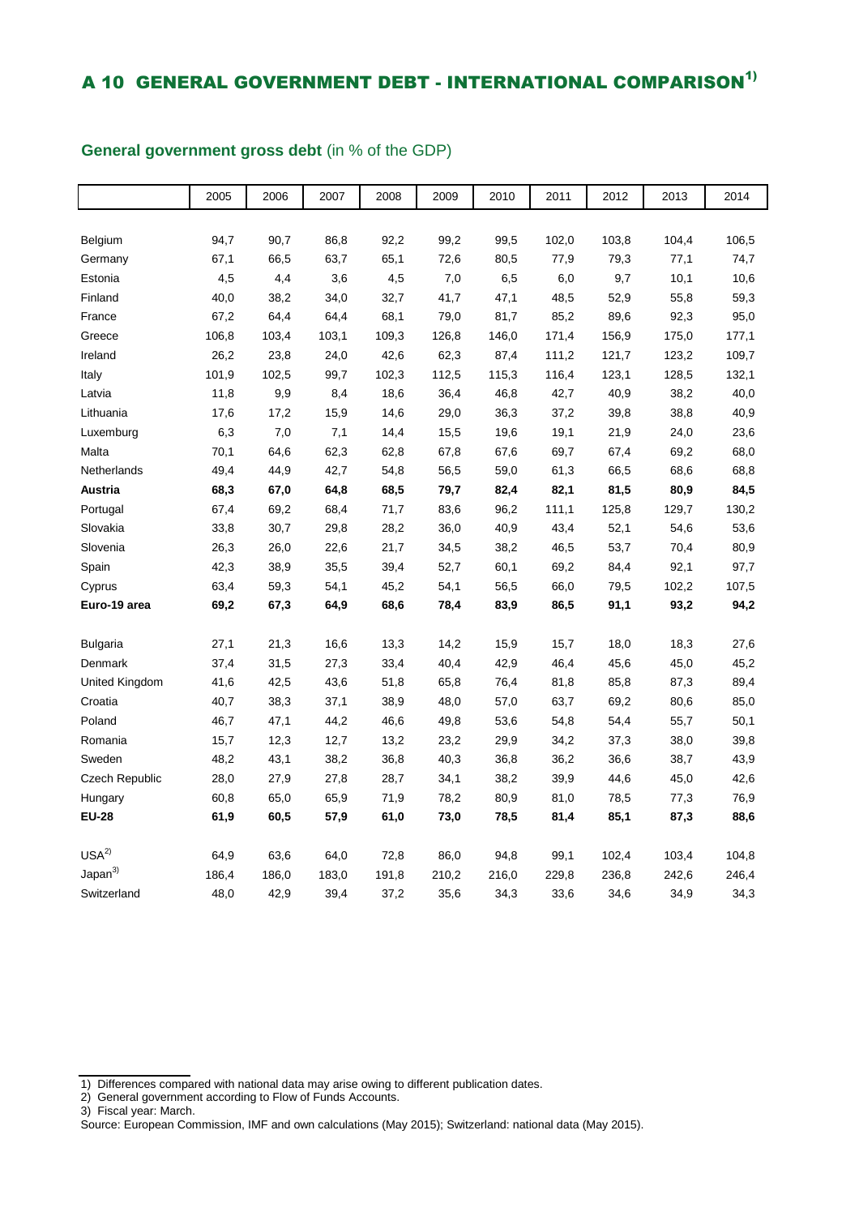# A 10 GENERAL GOVERNMENT DEBT - INTERNATIONAL COMPARISON[1)]

**General government gross debt** (in % of the GDP)

| | 2005 | 2006 | 2007 | 2008 | 2009 | 2010 | 2011 | 2012 | 2013 | 2014 |
|---|---|---|---|---|---|---|---|---|---|---|
| Belgium | 94,7 | 90,7 | 86,8 | 92,2 | 99,2 | 99,5 | 102,0 | 103,8 | 104,4 | 106,5 |
| Germany | 67,1 | 66,5 | 63,7 | 65,1 | 72,6 | 80,5 | 77,9 | 79,3 | 77,1 | 74,7 |
| Estonia | 4,5 | 4,4 | 3,6 | 4,5 | 7,0 | 6,5 | 6,0 | 9,7 | 10,1 | 10,6 |
| Finland | 40,0 | 38,2 | 34,0 | 32,7 | 41,7 | 47,1 | 48,5 | 52,9 | 55,8 | 59,3 |
| France | 67,2 | 64,4 | 64,4 | 68,1 | 79,0 | 81,7 | 85,2 | 89,6 | 92,3 | 95,0 |
| Greece | 106,8 | 103,4 | 103,1 | 109,3 | 126,8 | 146,0 | 171,4 | 156,9 | 175,0 | 177,1 |
| Ireland | 26,2 | 23,8 | 24,0 | 42,6 | 62,3 | 87,4 | 111,2 | 121,7 | 123,2 | 109,7 |
| Italy | 101,9 | 102,5 | 99,7 | 102,3 | 112,5 | 115,3 | 116,4 | 123,1 | 128,5 | 132,1 |
| Latvia | 11,8 | 9,9 | 8,4 | 18,6 | 36,4 | 46,8 | 42,7 | 40,9 | 38,2 | 40,0 |
| Lithuania | 17,6 | 17,2 | 15,9 | 14,6 | 29,0 | 36,3 | 37,2 | 39,8 | 38,8 | 40,9 |
| Luxemburg | 6,3 | 7,0 | 7,1 | 14,4 | 15,5 | 19,6 | 19,1 | 21,9 | 24,0 | 23,6 |
| Malta | 70,1 | 64,6 | 62,3 | 62,8 | 67,8 | 67,6 | 69,7 | 67,4 | 69,2 | 68,0 |
| Netherlands | 49,4 | 44,9 | 42,7 | 54,8 | 56,5 | 59,0 | 61,3 | 66,5 | 68,6 | 68,8 |
| **Austria** | **68,3** | **67,0** | **64,8** | **68,5** | **79,7** | **82,4** | **82,1** | **81,5** | **80,9** | **84,5** |
| Portugal | 67,4 | 69,2 | 68,4 | 71,7 | 83,6 | 96,2 | 111,1 | 125,8 | 129,7 | 130,2 |
| Slovakia | 33,8 | 30,7 | 29,8 | 28,2 | 36,0 | 40,9 | 43,4 | 52,1 | 54,6 | 53,6 |
| Slovenia | 26,3 | 26,0 | 22,6 | 21,7 | 34,5 | 38,2 | 46,5 | 53,7 | 70,4 | 80,9 |
| Spain | 42,3 | 38,9 | 35,5 | 39,4 | 52,7 | 60,1 | 69,2 | 84,4 | 92,1 | 97,7 |
| Cyprus | 63,4 | 59,3 | 54,1 | 45,2 | 54,1 | 56,5 | 66,0 | 79,5 | 102,2 | 107,5 |
| **Euro-19 area** | **69,2** | **67,3** | **64,9** | **68,6** | **78,4** | **83,9** | **86,5** | **91,1** | **93,2** | **94,2** |
| Bulgaria | 27,1 | 21,3 | 16,6 | 13,3 | 14,2 | 15,9 | 15,7 | 18,0 | 18,3 | 27,6 |
| Denmark | 37,4 | 31,5 | 27,3 | 33,4 | 40,4 | 42,9 | 46,4 | 45,6 | 45,0 | 45,2 |
| United Kingdom | 41,6 | 42,5 | 43,6 | 51,8 | 65,8 | 76,4 | 81,8 | 85,8 | 87,3 | 89,4 |
| Croatia | 40,7 | 38,3 | 37,1 | 38,9 | 48,0 | 57,0 | 63,7 | 69,2 | 80,6 | 85,0 |
| Poland | 46,7 | 47,1 | 44,2 | 46,6 | 49,8 | 53,6 | 54,8 | 54,4 | 55,7 | 50,1 |
| Romania | 15,7 | 12,3 | 12,7 | 13,2 | 23,2 | 29,9 | 34,2 | 37,3 | 38,0 | 39,8 |
| Sweden | 48,2 | 43,1 | 38,2 | 36,8 | 40,3 | 36,8 | 36,2 | 36,6 | 38,7 | 43,9 |
| Czech Republic | 28,0 | 27,9 | 27,8 | 28,7 | 34,1 | 38,2 | 39,9 | 44,6 | 45,0 | 42,6 |
| Hungary | 60,8 | 65,0 | 65,9 | 71,9 | 78,2 | 80,9 | 81,0 | 78,5 | 77,3 | 76,9 |
| **EU-28** | **61,9** | **60,5** | **57,9** | **61,0** | **73,0** | **78,5** | **81,4** | **85,1** | **87,3** | **88,6** |
| USA[2)] | 64,9 | 63,6 | 64,0 | 72,8 | 86,0 | 94,8 | 99,1 | 102,4 | 103,4 | 104,8 |
| Japan[3)] | 186,4 | 186,0 | 183,0 | 191,8 | 210,2 | 216,0 | 229,8 | 236,8 | 242,6 | 246,4 |
| Switzerland | 48,0 | 42,9 | 39,4 | 37,2 | 35,6 | 34,3 | 33,6 | 34,6 | 34,9 | 34,3 |

1) Differences compared with national data may arise owing to different publication dates.
2) General government according to Flow of Funds Accounts.
3) Fiscal year: March.
Source: European Commission, IMF and own calculations (May 2015); Switzerland: national data (May 2015).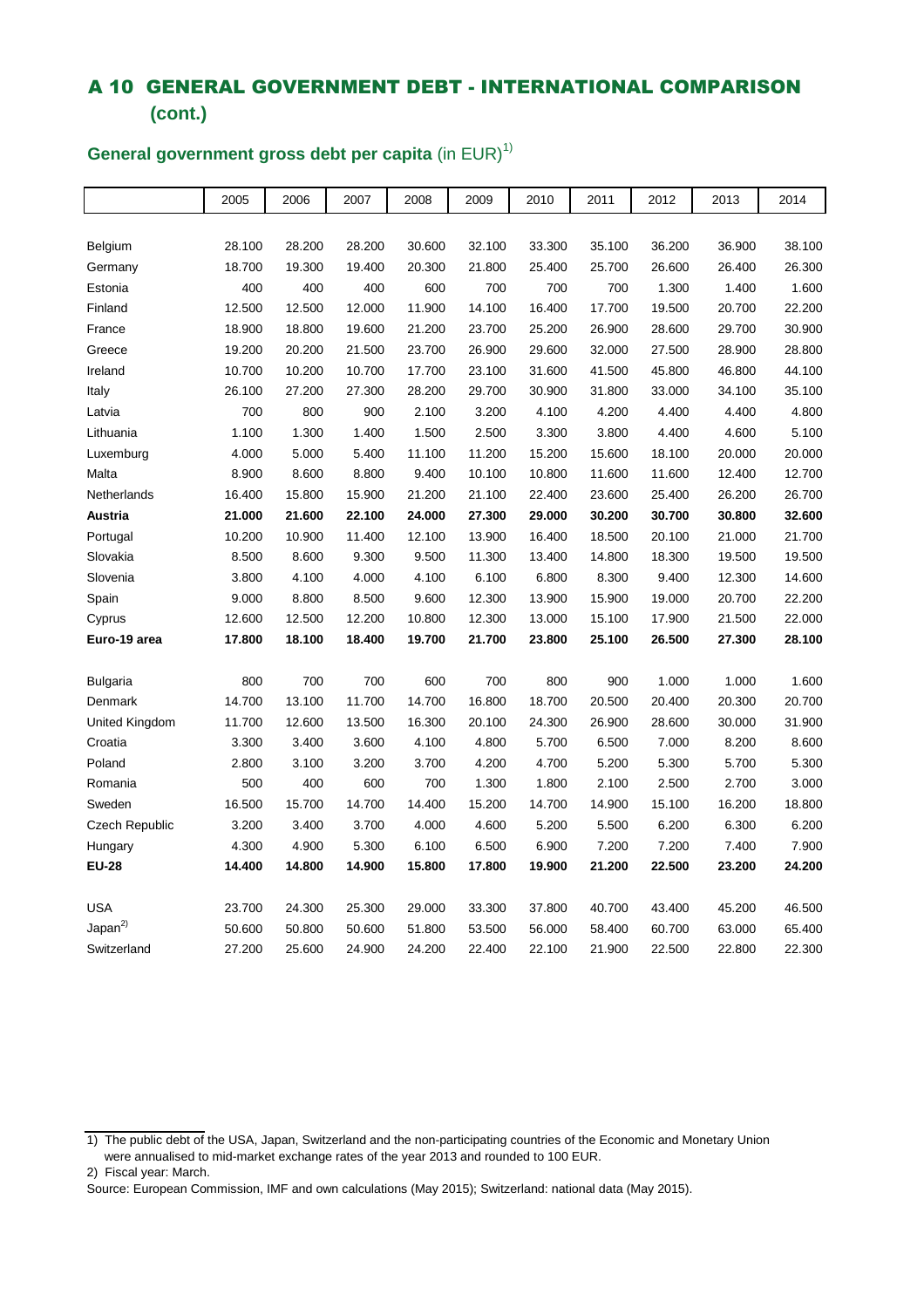# A 10 GENERAL GOVERNMENT DEBT - INTERNATIONAL COMPARISON (cont.)

## General government gross debt per capita (in EUR)[1]

| | 2005 | 2006 | 2007 | 2008 | 2009 | 2010 | 2011 | 2012 | 2013 | 2014 |
|---|---|---|---|---|---|---|---|---|---|---|
| Belgium | 28.100 | 28.200 | 28.200 | 30.600 | 32.100 | 33.300 | 35.100 | 36.200 | 36.900 | 38.100 |
| Germany | 18.700 | 19.300 | 19.400 | 20.300 | 21.800 | 25.400 | 25.700 | 26.600 | 26.400 | 26.300 |
| Estonia | 400 | 400 | 400 | 600 | 700 | 700 | 700 | 1.300 | 1.400 | 1.600 |
| Finland | 12.500 | 12.500 | 12.000 | 11.900 | 14.100 | 16.400 | 17.700 | 19.500 | 20.700 | 22.200 |
| France | 18.900 | 18.800 | 19.600 | 21.200 | 23.700 | 25.200 | 26.900 | 28.600 | 29.700 | 30.900 |
| Greece | 19.200 | 20.200 | 21.500 | 23.700 | 26.900 | 29.600 | 32.000 | 27.500 | 28.900 | 28.800 |
| Ireland | 10.700 | 10.200 | 10.700 | 17.700 | 23.100 | 31.600 | 41.500 | 45.800 | 46.800 | 44.100 |
| Italy | 26.100 | 27.200 | 27.300 | 28.200 | 29.700 | 30.900 | 31.800 | 33.000 | 34.100 | 35.100 |
| Latvia | 700 | 800 | 900 | 2.100 | 3.200 | 4.100 | 4.200 | 4.400 | 4.400 | 4.800 |
| Lithuania | 1.100 | 1.300 | 1.400 | 1.500 | 2.500 | 3.300 | 3.800 | 4.400 | 4.600 | 5.100 |
| Luxemburg | 4.000 | 5.000 | 5.400 | 11.100 | 11.200 | 15.200 | 15.600 | 18.100 | 20.000 | 20.000 |
| Malta | 8.900 | 8.600 | 8.800 | 9.400 | 10.100 | 10.800 | 11.600 | 11.600 | 12.400 | 12.700 |
| Netherlands | 16.400 | 15.800 | 15.900 | 21.200 | 21.100 | 22.400 | 23.600 | 25.400 | 26.200 | 26.700 |
| **Austria** | **21.000** | **21.600** | **22.100** | **24.000** | **27.300** | **29.000** | **30.200** | **30.700** | **30.800** | **32.600** |
| Portugal | 10.200 | 10.900 | 11.400 | 12.100 | 13.900 | 16.400 | 18.500 | 20.100 | 21.000 | 21.700 |
| Slovakia | 8.500 | 8.600 | 9.300 | 9.500 | 11.300 | 13.400 | 14.800 | 18.300 | 19.500 | 19.500 |
| Slovenia | 3.800 | 4.100 | 4.000 | 4.100 | 6.100 | 6.800 | 8.300 | 9.400 | 12.300 | 14.600 |
| Spain | 9.000 | 8.800 | 8.500 | 9.600 | 12.300 | 13.900 | 15.900 | 19.000 | 20.700 | 22.200 |
| Cyprus | 12.600 | 12.500 | 12.200 | 10.800 | 12.300 | 13.000 | 15.100 | 17.900 | 21.500 | 22.000 |
| **Euro-19 area** | **17.800** | **18.100** | **18.400** | **19.700** | **21.700** | **23.800** | **25.100** | **26.500** | **27.300** | **28.100** |
| Bulgaria | 800 | 700 | 700 | 600 | 700 | 800 | 900 | 1.000 | 1.000 | 1.600 |
| Denmark | 14.700 | 13.100 | 11.700 | 14.700 | 16.800 | 18.700 | 20.500 | 20.400 | 20.300 | 20.700 |
| United Kingdom | 11.700 | 12.600 | 13.500 | 16.300 | 20.100 | 24.300 | 26.900 | 28.600 | 30.000 | 31.900 |
| Croatia | 3.300 | 3.400 | 3.600 | 4.100 | 4.800 | 5.700 | 6.500 | 7.000 | 8.200 | 8.600 |
| Poland | 2.800 | 3.100 | 3.200 | 3.700 | 4.200 | 4.700 | 5.200 | 5.300 | 5.700 | 5.300 |
| Romania | 500 | 400 | 600 | 700 | 1.300 | 1.800 | 2.100 | 2.500 | 2.700 | 3.000 |
| Sweden | 16.500 | 15.700 | 14.700 | 14.400 | 15.200 | 14.700 | 14.900 | 15.100 | 16.200 | 18.800 |
| Czech Republic | 3.200 | 3.400 | 3.700 | 4.000 | 4.600 | 5.200 | 5.500 | 6.200 | 6.300 | 6.200 |
| Hungary | 4.300 | 4.900 | 5.300 | 6.100 | 6.500 | 6.900 | 7.200 | 7.200 | 7.400 | 7.900 |
| **EU-28** | **14.400** | **14.800** | **14.900** | **15.800** | **17.800** | **19.900** | **21.200** | **22.500** | **23.200** | **24.200** |
| USA | 23.700 | 24.300 | 25.300 | 29.000 | 33.300 | 37.800 | 40.700 | 43.400 | 45.200 | 46.500 |
| Japan[2] | 50.600 | 50.800 | 50.600 | 51.800 | 53.500 | 56.000 | 58.400 | 60.700 | 63.000 | 65.400 |
| Switzerland | 27.200 | 25.600 | 24.900 | 24.200 | 22.400 | 22.100 | 21.900 | 22.500 | 22.800 | 22.300 |

1) The public debt of the USA, Japan, Switzerland and the non-participating countries of the Economic and Monetary Union were annualised to mid-market exchange rates of the year 2013 and rounded to 100 EUR.

2) Fiscal year: March.

Source: European Commission, IMF and own calculations (May 2015); Switzerland: national data (May 2015).